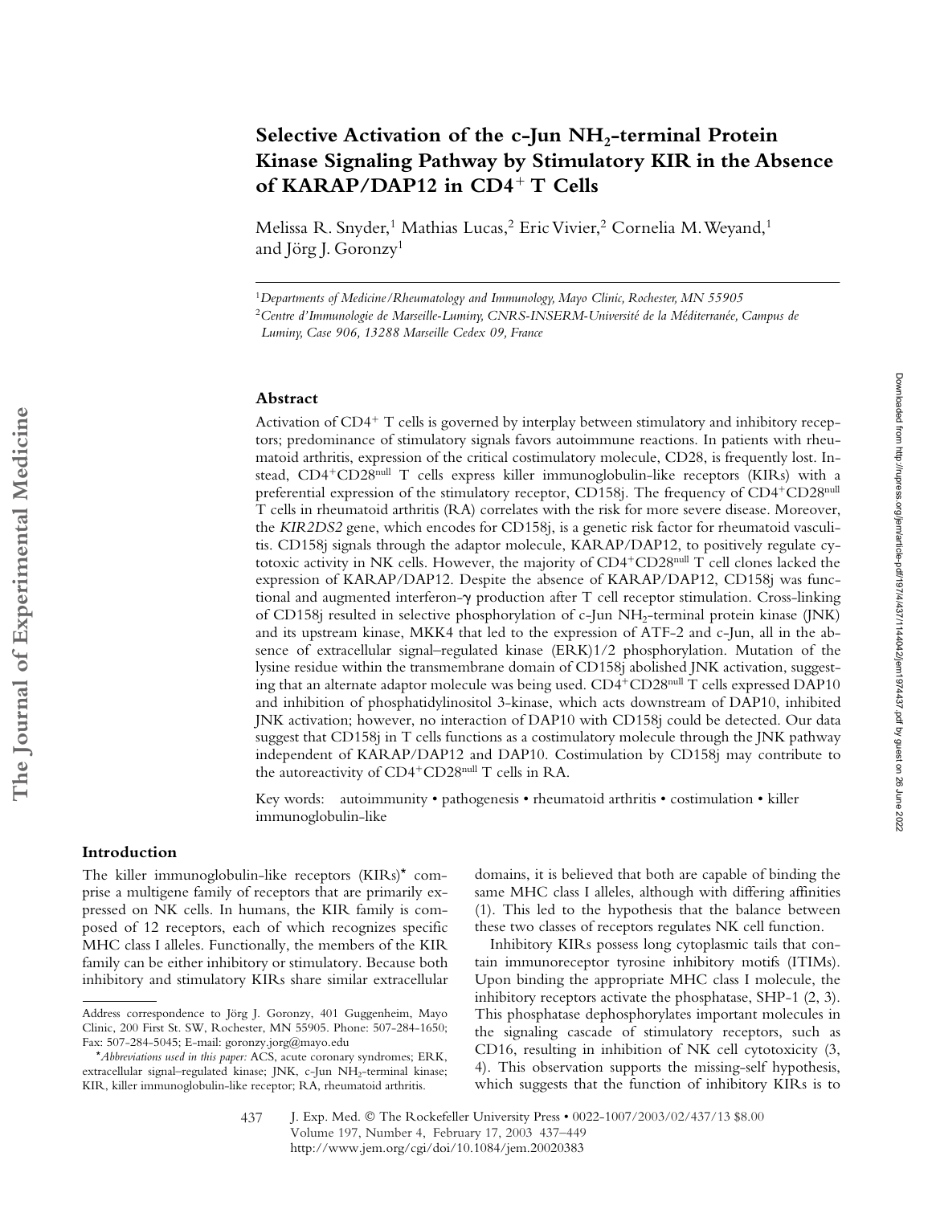# Selective Activation of the c-Jun $NH_2$-terminal Protein Kinase Signaling Pathway by Stimulatory KIR in the Absence of KARAP/DAP12 in CD4⁺ T Cells

Melissa R. Snyder,[1] Mathias Lucas,[2] Eric Vivier,[2] Cornelia M. Weyand,[1] and Jörg J. Goronzy[1]

[1]*Departments of Medicine/Rheumatology and Immunology, Mayo Clinic, Rochester, MN 55905*

[2]*Centre d'Immunologie de Marseille-Luminy, CNRS-INSERM-Université de la Méditerranée, Campus de Luminy, Case 906, 13288 Marseille Cedex 09, France*

## Abstract

Activation of CD4⁺ T cells is governed by interplay between stimulatory and inhibitory receptors; predominance of stimulatory signals favors autoimmune reactions. In patients with rheumatoid arthritis, expression of the critical costimulatory molecule, CD28, is frequently lost. Instead, CD4⁺CD28$^{null}$ T cells express killer immunoglobulin-like receptors (KIRs) with a preferential expression of the stimulatory receptor, CD158j. The frequency of CD4⁺CD28$^{null}$ T cells in rheumatoid arthritis (RA) correlates with the risk for more severe disease. Moreover, the *KIR2DS2* gene, which encodes for CD158j, is a genetic risk factor for rheumatoid vasculitis. CD158j signals through the adaptor molecule, KARAP/DAP12, to positively regulate cytotoxic activity in NK cells. However, the majority of CD4⁺CD28$^{null}$ T cell clones lacked the expression of KARAP/DAP12. Despite the absence of KARAP/DAP12, CD158j was functional and augmented interferon-γ production after T cell receptor stimulation. Cross-linking of CD158j resulted in selective phosphorylation of c-Jun $NH_2$-terminal protein kinase (JNK) and its upstream kinase, MKK4 that led to the expression of ATF-2 and c-Jun, all in the absence of extracellular signal–regulated kinase (ERK)1/2 phosphorylation. Mutation of the lysine residue within the transmembrane domain of CD158j abolished JNK activation, suggesting that an alternate adaptor molecule was being used. CD4⁺CD28$^{null}$ T cells expressed DAP10 and inhibition of phosphatidylinositol 3-kinase, which acts downstream of DAP10, inhibited JNK activation; however, no interaction of DAP10 with CD158j could be detected. Our data suggest that CD158j in T cells functions as a costimulatory molecule through the JNK pathway independent of KARAP/DAP12 and DAP10. Costimulation by CD158j may contribute to the autoreactivity of CD4⁺CD28$^{null}$ T cells in RA.

Key words: autoimmunity • pathogenesis • rheumatoid arthritis • costimulation • killer immunoglobulin-like

## Introduction

The killer immunoglobulin-like receptors (KIRs)* comprise a multigene family of receptors that are primarily expressed on NK cells. In humans, the KIR family is composed of 12 receptors, each of which recognizes specific MHC class I alleles. Functionally, the members of the KIR family can be either inhibitory or stimulatory. Because both inhibitory and stimulatory KIRs share similar extracellular domains, it is believed that both are capable of binding the same MHC class I alleles, although with differing affinities (1). This led to the hypothesis that the balance between these two classes of receptors regulates NK cell function.

Inhibitory KIRs possess long cytoplasmic tails that contain immunoreceptor tyrosine inhibitory motifs (ITIMs). Upon binding the appropriate MHC class I molecule, the inhibitory receptors activate the phosphatase, SHP-1 (2, 3). This phosphatase dephosphorylates important molecules in the signaling cascade of stimulatory receptors, such as CD16, resulting in inhibition of NK cell cytotoxicity (3, 4). This observation supports the missing-self hypothesis, which suggests that the function of inhibitory KIRs is to

Address correspondence to Jörg J. Goronzy, 401 Guggenheim, Mayo Clinic, 200 First St. SW, Rochester, MN 55905. Phone: 507-284-1650; Fax: 507-284-5045; E-mail: goronzy.jorg@mayo.edu

*Abbreviations used in this paper:* ACS, acute coronary syndromes; ERK, extracellular signal–regulated kinase; JNK, c-Jun $NH_2$-terminal kinase; KIR, killer immunoglobulin-like receptor; RA, rheumatoid arthritis.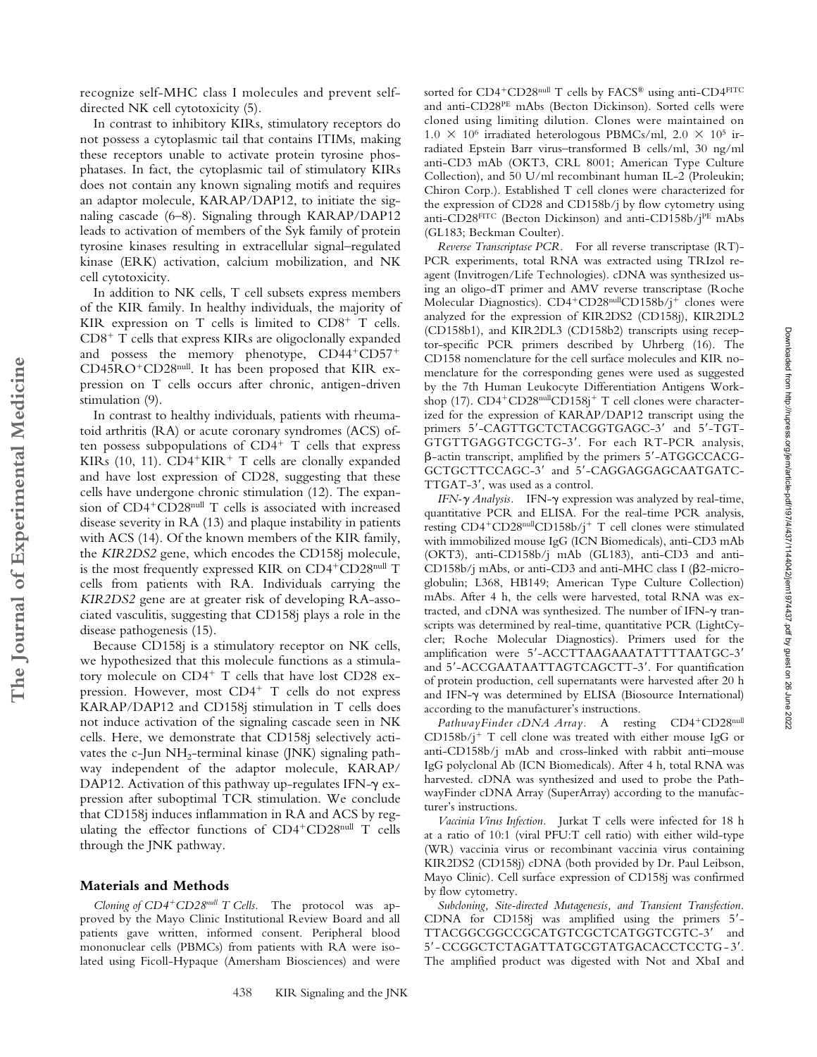recognize self-MHC class I molecules and prevent self-directed NK cell cytotoxicity (5).

In contrast to inhibitory KIRs, stimulatory receptors do not possess a cytoplasmic tail that contains ITIMs, making these receptors unable to activate protein tyrosine phosphatases. In fact, the cytoplasmic tail of stimulatory KIRs does not contain any known signaling motifs and requires an adaptor molecule, KARAP/DAP12, to initiate the signaling cascade (6–8). Signaling through KARAP/DAP12 leads to activation of members of the Syk family of protein tyrosine kinases resulting in extracellular signal–regulated kinase (ERK) activation, calcium mobilization, and NK cell cytotoxicity.

In addition to NK cells, T cell subsets express members of the KIR family. In healthy individuals, the majority of KIR expression on T cells is limited to $CD8^+$ T cells. $CD8^+$ T cells that express KIRs are oligoclonally expanded and possess the memory phenotype, $CD44^+CD57^+CD45RO^+CD28^{null}$. It has been proposed that KIR expression on T cells occurs after chronic, antigen-driven stimulation (9).

In contrast to healthy individuals, patients with rheumatoid arthritis (RA) or acute coronary syndromes (ACS) often possess subpopulations of $CD4^+$ T cells that express KIRs (10, 11). $CD4^+KIR^+$ T cells are clonally expanded and have lost expression of CD28, suggesting that these cells have undergone chronic stimulation (12). The expansion of $CD4^+CD28^{null}$ T cells is associated with increased disease severity in RA (13) and plaque instability in patients with ACS (14). Of the known members of the KIR family, the *KIR2DS2* gene, which encodes the CD158j molecule, is the most frequently expressed KIR on $CD4^+CD28^{null}$ T cells from patients with RA. Individuals carrying the *KIR2DS2* gene are at greater risk of developing RA-associated vasculitis, suggesting that CD158j plays a role in the disease pathogenesis (15).

Because CD158j is a stimulatory receptor on NK cells, we hypothesized that this molecule functions as a stimulatory molecule on $CD4^+$ T cells that have lost CD28 expression. However, most $CD4^+$ T cells do not express KARAP/DAP12 and CD158j stimulation in T cells does not induce activation of the signaling cascade seen in NK cells. Here, we demonstrate that CD158j selectively activates the c-Jun $NH_2$-terminal kinase (JNK) signaling pathway independent of the adaptor molecule, KARAP/DAP12. Activation of this pathway up-regulates IFN-γ expression after suboptimal TCR stimulation. We conclude that CD158j induces inflammation in RA and ACS by regulating the effector functions of $CD4^+CD28^{null}$ T cells through the JNK pathway.

## Materials and Methods

*Cloning of $CD4^+CD28^{null}$ T Cells.* The protocol was approved by the Mayo Clinic Institutional Review Board and all patients gave written, informed consent. Peripheral blood mononuclear cells (PBMCs) from patients with RA were isolated using Ficoll-Hypaque (Amersham Biosciences) and were sorted for $CD4^+CD28^{null}$ T cells by FACS® using anti-$CD4^{FITC}$ and anti-$CD28^{PE}$ mAbs (Becton Dickinson). Sorted cells were cloned using limiting dilution. Clones were maintained on $1.0 \times 10^6$ irradiated heterologous PBMCs/ml, $2.0 \times 10^5$ irradiated Epstein Barr virus–transformed B cells/ml, 30 ng/ml anti-CD3 mAb (OKT3, CRL 8001; American Type Culture Collection), and 50 U/ml recombinant human IL-2 (Proleukin; Chiron Corp.). Established T cell clones were characterized for the expression of CD28 and CD158b/j by flow cytometry using anti-$CD28^{FITC}$ (Becton Dickinson) and anti-CD158b/$j^{PE}$ mAbs (GL183; Beckman Coulter).

*Reverse Transcriptase PCR.* For all reverse transcriptase (RT)-PCR experiments, total RNA was extracted using TRIzol reagent (Invitrogen/Life Technologies). cDNA was synthesized using an oligo-dT primer and AMV reverse transcriptase (Roche Molecular Diagnostics). $CD4^+CD28^{null}CD158b/j^+$ clones were analyzed for the expression of KIR2DS2 (CD158j), KIR2DL2 (CD158b1), and KIR2DL3 (CD158b2) transcripts using receptor-specific PCR primers described by Uhrberg (16). The CD158 nomenclature for the cell surface molecules and KIR nomenclature for the corresponding genes were used as suggested by the 7th Human Leukocyte Differentiation Antigens Workshop (17). $CD4^+CD28^{null}CD158j^+$ T cell clones were characterized for the expression of KARAP/DAP12 transcript using the primers 5′-CAGTTGCTCTACGGTGAGC-3′ and 5′-TGTGTGTTGAGGTCGCTG-3′. For each RT-PCR analysis, β-actin transcript, amplified by the primers 5′-ATGGCCACGGCTGCTTCCAGC-3′ and 5′-CAGGAGGAGCAATGATCTTGAT-3′, was used as a control.

*IFN-γ Analysis.* IFN-γ expression was analyzed by real-time, quantitative PCR and ELISA. For the real-time PCR analysis, resting $CD4^+CD28^{null}CD158b/j^+$ T cell clones were stimulated with immobilized mouse IgG (ICN Biomedicals), anti-CD3 mAb (OKT3), anti-CD158b/j mAb (GL183), anti-CD3 and anti-CD158b/j mAbs, or anti-CD3 and anti-MHC class I (β2-microglobulin; L368, HB149; American Type Culture Collection) mAbs. After 4 h, the cells were harvested, total RNA was extracted, and cDNA was synthesized. The number of IFN-γ transcripts was determined by real-time, quantitative PCR (LightCycler; Roche Molecular Diagnostics). Primers used for the amplification were 5′-ACCTTAAGAAATATTTTAATGC-3′ and 5′-ACCGAATAATTAGTCAGCTT-3′. For quantification of protein production, cell supernatants were harvested after 20 h and IFN-γ was determined by ELISA (Biosource International) according to the manufacturer's instructions.

*PathwayFinder cDNA Array.* A resting $CD4^+CD28^{null}CD158b/j^+$ T cell clone was treated with either mouse IgG or anti-CD158b/j mAb and cross-linked with rabbit anti–mouse IgG polyclonal Ab (ICN Biomedicals). After 4 h, total RNA was harvested. cDNA was synthesized and used to probe the PathwayFinder cDNA Array (SuperArray) according to the manufacturer's instructions.

*Vaccinia Virus Infection.* Jurkat T cells were infected for 18 h at a ratio of 10:1 (viral PFU:T cell ratio) with either wild-type (WR) vaccinia virus or recombinant vaccinia virus containing KIR2DS2 (CD158j) cDNA (both provided by Dr. Paul Leibson, Mayo Clinic). Cell surface expression of CD158j was confirmed by flow cytometry.

*Subcloning, Site-directed Mutagenesis, and Transient Transfection.* CDNA for CD158j was amplified using the primers 5′-TTACGGCGGCCGCATGTCGCTCATGGTCGTC-3′ and 5′-CCGGCTCTAGATTATGCGTATGACACCTCCTG-3′. The amplified product was digested with Not and XbaI and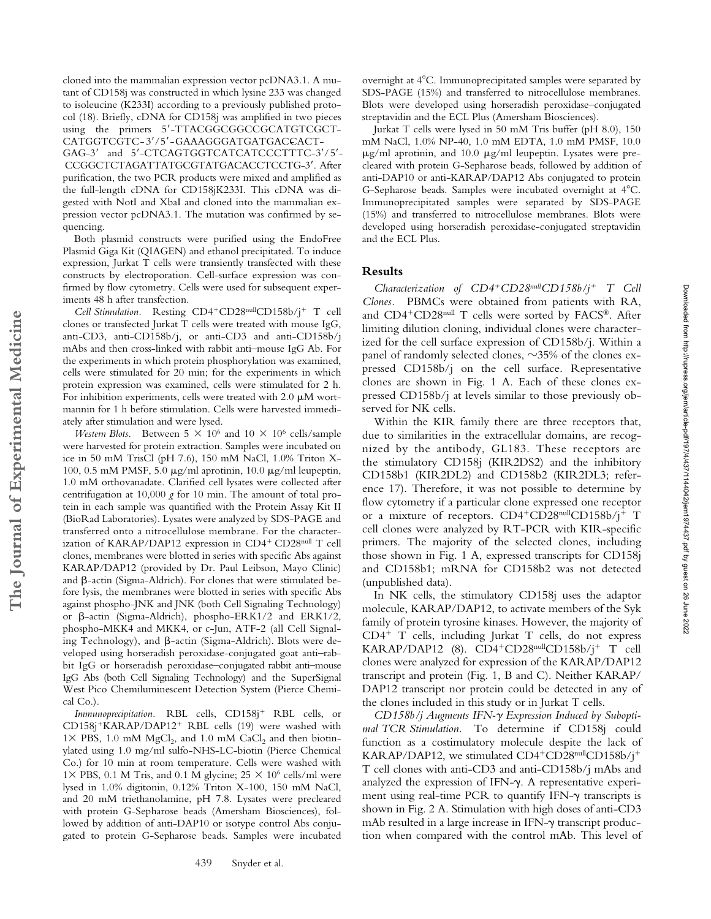cloned into the mammalian expression vector pcDNA3.1. A mutant of CD158j was constructed in which lysine 233 was changed to isoleucine (K233I) according to a previously published protocol (18). Briefly, cDNA for CD158j was amplified in two pieces using the primers 5′-TTACGGCGGCCGCATGTCGCT-CATGGTCGTC-3′/5′-GAAAGGGATGATGACCACT-GAG-3′ and 5′-CTCAGTGGTCATCATCCCTTTC-3′/5′-CCGGCTCTAGATTATGCGTATGACACCTCCTG-3′. After purification, the two PCR products were mixed and amplified as the full-length cDNA for CD158jK233I. This cDNA was digested with NotI and XbaI and cloned into the mammalian expression vector pcDNA3.1. The mutation was confirmed by sequencing.

Both plasmid constructs were purified using the EndoFree Plasmid Giga Kit (QIAGEN) and ethanol precipitated. To induce expression, Jurkat T cells were transiently transfected with these constructs by electroporation. Cell-surface expression was confirmed by flow cytometry. Cells were used for subsequent experiments 48 h after transfection.

*Cell Stimulation.* Resting CD4[+]CD28[null]CD158b/j[+] T cell clones or transfected Jurkat T cells were treated with mouse IgG, anti-CD3, anti-CD158b/j, or anti-CD3 and anti-CD158b/j mAbs and then cross-linked with rabbit anti–mouse IgG Ab. For the experiments in which protein phosphorylation was examined, cells were stimulated for 20 min; for the experiments in which protein expression was examined, cells were stimulated for 2 h. For inhibition experiments, cells were treated with 2.0 μM wortmannin for 1 h before stimulation. Cells were harvested immediately after stimulation and were lysed.

*Western Blots.* Between $5 \times 10^6$ and $10 \times 10^6$ cells/sample were harvested for protein extraction. Samples were incubated on ice in 50 mM TrisCl (pH 7.6), 150 mM NaCl, 1.0% Triton X-100, 0.5 mM PMSF, 5.0 μg/ml aprotinin, 10.0 μg/ml leupeptin, 1.0 mM orthovanadate. Clarified cell lysates were collected after centrifugation at 10,000 *g* for 10 min. The amount of total protein in each sample was quantified with the Protein Assay Kit II (BioRad Laboratories). Lysates were analyzed by SDS-PAGE and transferred onto a nitrocellulose membrane. For the characterization of KARAP/DAP12 expression in CD4[+] CD28[null] T cell clones, membranes were blotted in series with specific Abs against KARAP/DAP12 (provided by Dr. Paul Leibson, Mayo Clinic) and β-actin (Sigma-Aldrich). For clones that were stimulated before lysis, the membranes were blotted in series with specific Abs against phospho-JNK and JNK (both Cell Signaling Technology) or β-actin (Sigma-Aldrich), phospho-ERK1/2 and ERK1/2, phospho-MKK4 and MKK4, or c-Jun, ATF-2 (all Cell Signaling Technology), and β-actin (Sigma-Aldrich). Blots were developed using horseradish peroxidase-conjugated goat anti–rabbit IgG or horseradish peroxidase–conjugated rabbit anti–mouse IgG Abs (both Cell Signaling Technology) and the SuperSignal West Pico Chemiluminescent Detection System (Pierce Chemical Co.).

*Immunoprecipitation.* RBL cells, CD158j[+] RBL cells, or CD158j[+]KARAP/DAP12[+] RBL cells (19) were washed with 1× PBS, 1.0 mM $MgCl_2$, and 1.0 mM $CaCl_2$ and then biotinylated using 1.0 mg/ml sulfo-NHS-LC-biotin (Pierce Chemical Co.) for 10 min at room temperature. Cells were washed with 1× PBS, 0.1 M Tris, and 0.1 M glycine; $25 \times 10^6$ cells/ml were lysed in 1.0% digitonin, 0.12% Triton X-100, 150 mM NaCl, and 20 mM triethanolamine, pH 7.8. Lysates were precleared with protein G-Sepharose beads (Amersham Biosciences), followed by addition of anti-DAP10 or isotype control Abs conjugated to protein G-Sepharose beads. Samples were incubated overnight at 4°C. Immunoprecipitated samples were separated by SDS-PAGE (15%) and transferred to nitrocellulose membranes. Blots were developed using horseradish peroxidase–conjugated streptavidin and the ECL Plus (Amersham Biosciences).

Jurkat T cells were lysed in 50 mM Tris buffer (pH 8.0), 150 mM NaCl, 1.0% NP-40, 1.0 mM EDTA, 1.0 mM PMSF, 10.0 μg/ml aprotinin, and 10.0 μg/ml leupeptin. Lysates were precleared with protein G-Sepharose beads, followed by addition of anti-DAP10 or anti-KARAP/DAP12 Abs conjugated to protein G-Sepharose beads. Samples were incubated overnight at 4°C. Immunoprecipitated samples were separated by SDS-PAGE (15%) and transferred to nitrocellulose membranes. Blots were developed using horseradish peroxidase-conjugated streptavidin and the ECL Plus.

## Results

*Characterization of CD4[+]CD28[null]CD158b/j[+] T Cell Clones.* PBMCs were obtained from patients with RA, and CD4[+]CD28[null] T cells were sorted by FACS®. After limiting dilution cloning, individual clones were characterized for the cell surface expression of CD158b/j. Within a panel of randomly selected clones, ~35% of the clones expressed CD158b/j on the cell surface. Representative clones are shown in Fig. 1 A. Each of these clones expressed CD158b/j at levels similar to those previously observed for NK cells.

Within the KIR family there are three receptors that, due to similarities in the extracellular domains, are recognized by the antibody, GL183. These receptors are the stimulatory CD158j (KIR2DS2) and the inhibitory CD158b1 (KIR2DL2) and CD158b2 (KIR2DL3; reference 17). Therefore, it was not possible to determine by flow cytometry if a particular clone expressed one receptor or a mixture of receptors. CD4[+]CD28[null]CD158b/j[+] T cell clones were analyzed by RT-PCR with KIR-specific primers. The majority of the selected clones, including those shown in Fig. 1 A, expressed transcripts for CD158j and CD158b1; mRNA for CD158b2 was not detected (unpublished data).

In NK cells, the stimulatory CD158j uses the adaptor molecule, KARAP/DAP12, to activate members of the Syk family of protein tyrosine kinases. However, the majority of CD4[+] T cells, including Jurkat T cells, do not express KARAP/DAP12 (8). CD4[+]CD28[null]CD158b/j[+] T cell clones were analyzed for expression of the KARAP/DAP12 transcript and protein (Fig. 1, B and C). Neither KARAP/DAP12 transcript nor protein could be detected in any of the clones included in this study or in Jurkat T cells.

*CD158b/j Augments IFN-γ Expression Induced by Suboptimal TCR Stimulation.* To determine if CD158j could function as a costimulatory molecule despite the lack of KARAP/DAP12, we stimulated CD4[+]CD28[null]CD158b/j[+] T cell clones with anti-CD3 and anti-CD158b/j mAbs and analyzed the expression of IFN-γ. A representative experiment using real-time PCR to quantify IFN-γ transcripts is shown in Fig. 2 A. Stimulation with high doses of anti-CD3 mAb resulted in a large increase in IFN-γ transcript production when compared with the control mAb. This level of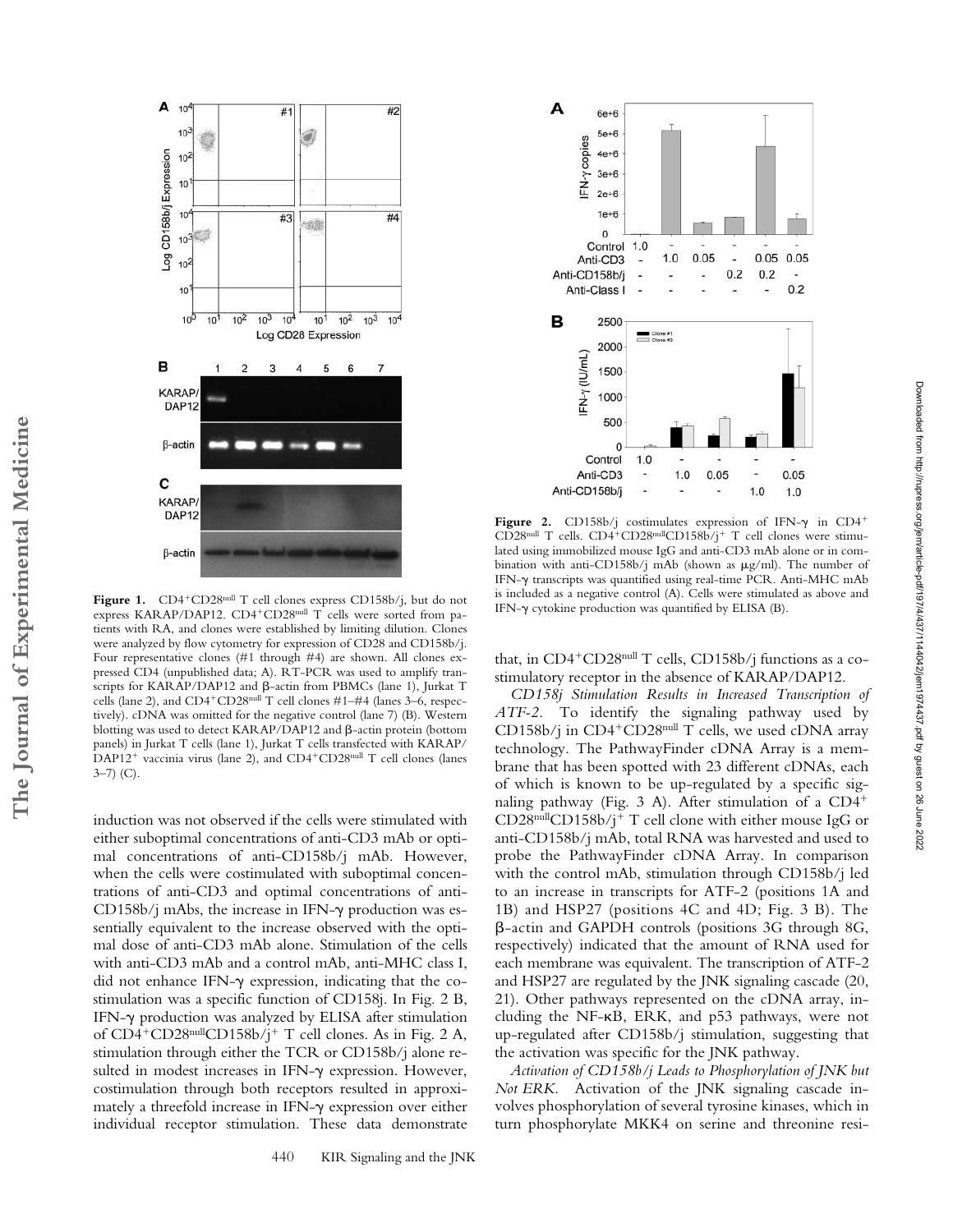A

#1

#2

#3

#4

Log CD158b/j Expression

Log CD28 Expression

B

1 2 3 4 5 6 7

KARAP/ DAP12

β-actin

C

KARAP/ DAP12

β-actin

**Figure 1.** CD4$^+$CD28$^{null}$ T cell clones express CD158b/j, but do not express KARAP/DAP12. CD4$^+$CD28$^{null}$ T cells were sorted from patients with RA, and clones were established by limiting dilution. Clones were analyzed by flow cytometry for expression of CD28 and CD158b/j. Four representative clones (#1 through #4) are shown. All clones expressed CD4 (unpublished data; A). RT-PCR was used to amplify transcripts for KARAP/DAP12 and β-actin from PBMCs (lane 1), Jurkat T cells (lane 2), and CD4$^+$CD28$^{null}$ T cell clones #1–#4 (lanes 3–6, respectively). cDNA was omitted for the negative control (lane 7) (B). Western blotting was used to detect KARAP/DAP12 and β-actin protein (bottom panels) in Jurkat T cells (lane 1), Jurkat T cells transfected with KARAP/DAP12$^+$ vaccinia virus (lane 2), and CD4$^+$CD28$^{null}$ T cell clones (lanes 3–7) (C).

A

IFN-γ copies

Control 1.0 - - - - - -

Anti-CD3 - 1.0 0.05 - 0.05 0.05

Anti-CD158b/j - - - 0.2 0.2 -

Anti-Class I - - - - - 0.2

B

IFN-γ (IU/mL)

Clone #1

Clone #3

Control 1.0 - - - -

Anti-CD3 - 1.0 0.05 - 0.05

Anti-CD158b/j - - - 1.0 1.0

**Figure 2.** CD158b/j costimulates expression of IFN-γ in CD4$^+$ CD28$^{null}$ T cells. CD4$^+$CD28$^{null}$CD158b/j$^+$ T cell clones were stimulated using immobilized mouse IgG and anti-CD3 mAb alone or in combination with anti-CD158b/j mAb (shown as μg/ml). The number of IFN-γ transcripts was quantified using real-time PCR. Anti-MHC mAb is included as a negative control (A). Cells were stimulated as above and IFN-γ cytokine production was quantified by ELISA (B).

induction was not observed if the cells were stimulated with either suboptimal concentrations of anti-CD3 mAb or optimal concentrations of anti-CD158b/j mAb. However, when the cells were costimulated with suboptimal concentrations of anti-CD3 and optimal concentrations of anti-CD158b/j mAbs, the increase in IFN-γ production was essentially equivalent to the increase observed with the optimal dose of anti-CD3 mAb alone. Stimulation of the cells with anti-CD3 mAb and a control mAb, anti-MHC class I, did not enhance IFN-γ expression, indicating that the costimulation was a specific function of CD158j. In Fig. 2 B, IFN-γ production was analyzed by ELISA after stimulation of CD4$^+$CD28$^{null}$CD158b/j$^+$ T cell clones. As in Fig. 2 A, stimulation through either the TCR or CD158b/j alone resulted in modest increases in IFN-γ expression. However, costimulation through both receptors resulted in approximately a threefold increase in IFN-γ expression over either individual receptor stimulation. These data demonstrate that, in CD4$^+$CD28$^{null}$ T cells, CD158b/j functions as a costimulatory receptor in the absence of KARAP/DAP12.

*CD158j Stimulation Results in Increased Transcription of ATF-2.* To identify the signaling pathway used by CD158b/j in CD4$^+$CD28$^{null}$ T cells, we used cDNA array technology. The PathwayFinder cDNA Array is a membrane that has been spotted with 23 different cDNAs, each of which is known to be up-regulated by a specific signaling pathway (Fig. 3 A). After stimulation of a CD4$^+$ CD28$^{null}$CD158b/j$^+$ T cell clone with either mouse IgG or anti-CD158b/j mAb, total RNA was harvested and used to probe the PathwayFinder cDNA Array. In comparison with the control mAb, stimulation through CD158b/j led to an increase in transcripts for ATF-2 (positions 1A and 1B) and HSP27 (positions 4C and 4D; Fig. 3 B). The β-actin and GAPDH controls (positions 3G through 8G, respectively) indicated that the amount of RNA used for each membrane was equivalent. The transcription of ATF-2 and HSP27 are regulated by the JNK signaling cascade (20, 21). Other pathways represented on the cDNA array, including the NF-κB, ERK, and p53 pathways, were not up-regulated after CD158b/j stimulation, suggesting that the activation was specific for the JNK pathway.

*Activation of CD158b/j Leads to Phosphorylation of JNK but Not ERK.* Activation of the JNK signaling cascade involves phosphorylation of several tyrosine kinases, which in turn phosphorylate MKK4 on serine and threonine resi-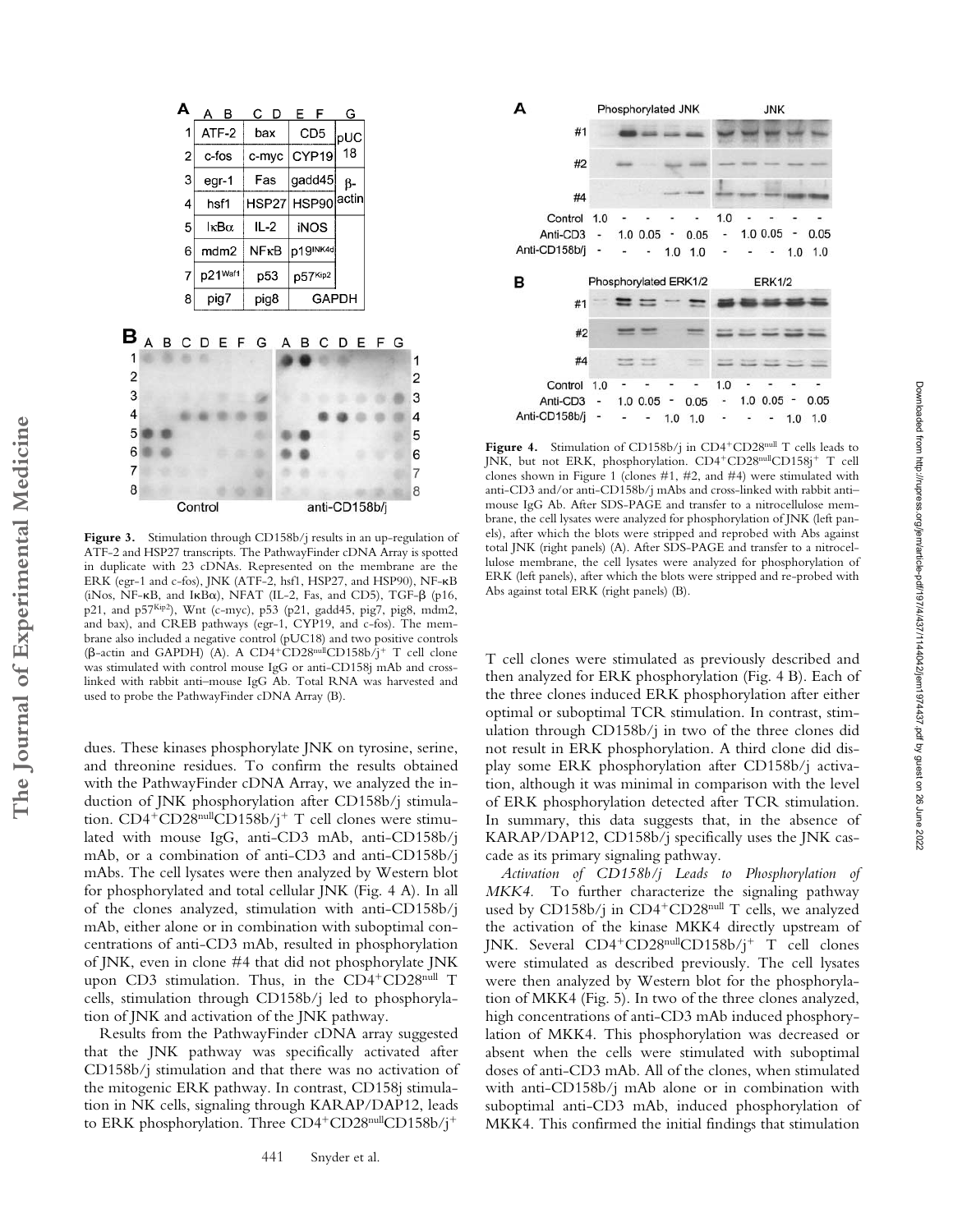A

|  | A | B | C | D | E | F | G |
|---|---|---|---|---|---|---|---|
| 1 | ATF-2 | | bax | | CD5 | | pUC 18 |
| 2 | c-fos | | c-myc | | CYP19 | | |
| 3 | egr-1 | | Fas | | gadd45 | | β-actin |
| 4 | hsf1 | | HSP27 | | HSP90 | | |
| 5 | IκBα | | IL-2 | | iNOS | | |
| 6 | mdm2 | | NFκB | | p19INK4d | | |
| 7 | p21Waf1 | | p53 | | p57Kip2 | | |
| 8 | pig7 | | pig8 | | GAPDH | | |

B

Control

anti-CD158b/j

**Figure 3.** Stimulation through CD158b/j results in an up-regulation of ATF-2 and HSP27 transcripts. The PathwayFinder cDNA Array is spotted in duplicate with 23 cDNAs. Represented on the membrane are the ERK (egr-1 and c-fos), JNK (ATF-2, hsf1, HSP27, and HSP90), NF-κB (iNos, NF-κB, and IκBα), NFAT (IL-2, Fas, and CD5), TGF-β (p16, p21, and p57[Kip2]), Wnt (c-myc), p53 (p21, gadd45, pig7, pig8, mdm2, and bax), and CREB pathways (egr-1, CYP19, and c-fos). The membrane also included a negative control (pUC18) and two positive controls (β-actin and GAPDH) (A). A CD4+CD28nullCD158b/j+ T cell clone was stimulated with control mouse IgG or anti-CD158j mAb and cross-linked with rabbit anti–mouse IgG Ab. Total RNA was harvested and used to probe the PathwayFinder cDNA Array (B).

A

Phosphorylated JNK

JNK

#1

#2

#4

Control 1.0 - - - - 1.0 - - - -

Anti-CD3 - 1.0 0.05 - 0.05 - 1.0 0.05 - 0.05

Anti-CD158b/j - - - 1.0 1.0 - - - 1.0 1.0

B

Phosphorylated ERK1/2

ERK1/2

#1

#2

#4

Control 1.0 - - - - 1.0 - - - -

Anti-CD3 - 1.0 0.05 - 0.05 - 1.0 0.05 - 0.05

Anti-CD158b/j - - - 1.0 1.0 - - - 1.0 1.0

**Figure 4.** Stimulation of CD158b/j in CD4+CD28null T cells leads to JNK, but not ERK, phosphorylation. CD4+CD28nullCD158j+ T cell clones shown in Figure 1 (clones #1, #2, and #4) were stimulated with anti-CD3 and/or anti-CD158b/j mAbs and cross-linked with rabbit anti–mouse IgG Ab. After SDS-PAGE and transfer to a nitrocellulose membrane, the cell lysates were analyzed for phosphorylation of JNK (left panels), after which the blots were stripped and reprobed with Abs against total JNK (right panels) (A). After SDS-PAGE and transfer to a nitrocellulose membrane, the cell lysates were analyzed for phosphorylation of ERK (left panels), after which the blots were stripped and re-probed with Abs against total ERK (right panels) (B).

dues. These kinases phosphorylate JNK on tyrosine, serine, and threonine residues. To confirm the results obtained with the PathwayFinder cDNA Array, we analyzed the induction of JNK phosphorylation after CD158b/j stimulation. CD4+CD28nullCD158b/j+ T cell clones were stimulated with mouse IgG, anti-CD3 mAb, anti-CD158b/j mAb, or a combination of anti-CD3 and anti-CD158b/j mAbs. The cell lysates were then analyzed by Western blot for phosphorylated and total cellular JNK (Fig. 4 A). In all of the clones analyzed, stimulation with anti-CD158b/j mAb, either alone or in combination with suboptimal concentrations of anti-CD3 mAb, resulted in phosphorylation of JNK, even in clone #4 that did not phosphorylate JNK upon CD3 stimulation. Thus, in the CD4+CD28null T cells, stimulation through CD158b/j led to phosphorylation of JNK and activation of the JNK pathway.

Results from the PathwayFinder cDNA array suggested that the JNK pathway was specifically activated after CD158b/j stimulation and that there was no activation of the mitogenic ERK pathway. In contrast, CD158j stimulation in NK cells, signaling through KARAP/DAP12, leads to ERK phosphorylation. Three CD4+CD28nullCD158b/j+ T cell clones were stimulated as previously described and then analyzed for ERK phosphorylation (Fig. 4 B). Each of the three clones induced ERK phosphorylation after either optimal or suboptimal TCR stimulation. In contrast, stimulation through CD158b/j in two of the three clones did not result in ERK phosphorylation. A third clone did display some ERK phosphorylation after CD158b/j activation, although it was minimal in comparison with the level of ERK phosphorylation detected after TCR stimulation. In summary, this data suggests that, in the absence of KARAP/DAP12, CD158b/j specifically uses the JNK cascade as its primary signaling pathway.

*Activation of CD158b/j Leads to Phosphorylation of MKK4.* To further characterize the signaling pathway used by CD158b/j in CD4+CD28null T cells, we analyzed the activation of the kinase MKK4 directly upstream of JNK. Several CD4+CD28nullCD158b/j+ T cell clones were stimulated as described previously. The cell lysates were then analyzed by Western blot for the phosphorylation of MKK4 (Fig. 5). In two of the three clones analyzed, high concentrations of anti-CD3 mAb induced phosphorylation of MKK4. This phosphorylation was decreased or absent when the cells were stimulated with suboptimal doses of anti-CD3 mAb. All of the clones, when stimulated with anti-CD158b/j mAb alone or in combination with suboptimal anti-CD3 mAb, induced phosphorylation of MKK4. This confirmed the initial findings that stimulation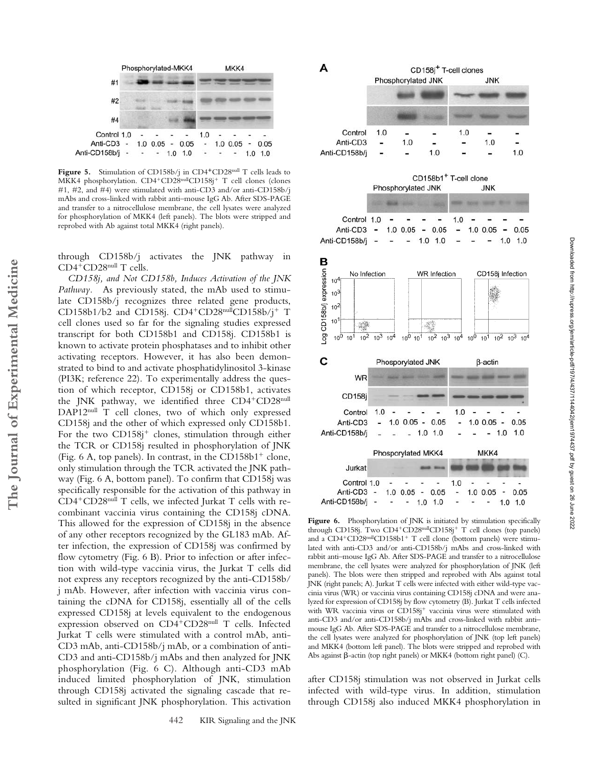Phosphorylated-MKK4

MKK4

#1

#2

#4

Control 1.0 - - - - 1.0 - - - -

Anti-CD3 - 1.0 0.05 - 0.05 - 1.0 0.05 - 0.05

Anti-CD158b/j - - - 1.0 1.0 - - - 1.0 1.0

**Figure 5.** Stimulation of CD158b/j in CD4+CD28null T cells leads to MKK4 phosphorylation. CD4+CD28nullCD158j+ T cell clones (clones #1, #2, and #4) were stimulated with anti-CD3 and/or anti-CD158b/j mAbs and cross-linked with rabbit anti–mouse IgG Ab. After SDS-PAGE and transfer to a nitrocellulose membrane, the cell lysates were analyzed for phosphorylation of MKK4 (left panels). The blots were stripped and reprobed with Ab against total MKK4 (right panels).

through CD158b/j activates the JNK pathway in CD4+CD28null T cells.

*CD158j, and Not CD158b, Induces Activation of the JNK Pathway.* As previously stated, the mAb used to stimulate CD158b/j recognizes three related gene products, CD158b1/b2 and CD158j. CD4+CD28nullCD158b/j+ T cell clones used so far for the signaling studies expressed transcript for both CD158b1 and CD158j. CD158b1 is known to activate protein phosphatases and to inhibit other activating receptors. However, it has also been demonstrated to bind to and activate phosphatidylinositol 3-kinase (PI3K; reference 22). To experimentally address the question of which receptor, CD158j or CD158b1, activates the JNK pathway, we identified three CD4+CD28null DAP12null T cell clones, two of which only expressed CD158j and the other of which expressed only CD158b1. For the two CD158j+ clones, stimulation through either the TCR or CD158j resulted in phosphorylation of JNK (Fig. 6 A, top panels). In contrast, in the CD158b1+ clone, only stimulation through the TCR activated the JNK pathway (Fig. 6 A, bottom panel). To confirm that CD158j was specifically responsible for the activation of this pathway in CD4+CD28null T cells, we infected Jurkat T cells with recombinant vaccinia virus containing the CD158j cDNA. This allowed for the expression of CD158j in the absence of any other receptors recognized by the GL183 mAb. After infection, the expression of CD158j was confirmed by flow cytometry (Fig. 6 B). Prior to infection or after infection with wild-type vaccinia virus, the Jurkat T cells did not express any receptors recognized by the anti-CD158b/j mAb. However, after infection with vaccinia virus containing the cDNA for CD158j, essentially all of the cells expressed CD158j at levels equivalent to the endogenous expression observed on CD4+CD28null T cells. Infected Jurkat T cells were stimulated with a control mAb, anti-CD3 mAb, anti-CD158b/j mAb, or a combination of anti-CD3 and anti-CD158b/j mAbs and then analyzed for JNK phosphorylation (Fig. 6 C). Although anti-CD3 mAb induced limited phosphorylation of JNK, stimulation through CD158j activated the signaling cascade that resulted in significant JNK phosphorylation. This activation after CD158j stimulation was not observed in Jurkat cells infected with wild-type virus. In addition, stimulation through CD158j also induced MKK4 phosphorylation in

A

CD158j+ T-cell clones

Phosphorylated JNK

JNK

Control 1.0 - - 1.0 - -

Anti-CD3 - 1.0 - - 1.0 -

Anti-CD158b/j - - 1.0 - - 1.0

CD158b1+ T-cell clone

Phosphorylated JNK

JNK

Control 1.0 - - - - 1.0 - - - -

Anti-CD3 - 1.0 0.05 - 0.05 - 1.0 0.05 - 0.05

Anti-CD158b/j - - - 1.0 1.0 - - - 1.0 1.0

B

No Infection

WR Infection

CD158j Infection

Log CD158b/j expression

$10^0$ $10^1$ $10^2$ $10^3$ $10^4$

C

Phosporylated JNK

β-actin

WR

CD158j

Control 1.0 - - - - 1.0 - - - -

Anti-CD3 - 1.0 0.05 - 0.05 - 1.0 0.05 - 0.05

Anti-CD158b/j - - - 1.0 1.0 - - - 1.0 1.0

Phosporylated MKK4

MKK4

Jurkat

Control 1.0 - - - - 1.0 - - - -

Anti-CD3 - 1.0 0.05 - 0.05 - 1.0 0.05 - 0.05

Anti-CD158b/j - - - 1.0 1.0 - - - 1.0 1.0

**Figure 6.** Phosphorylation of JNK is initiated by stimulation specifically through CD158j. Two CD4+CD28nullCD158j+ T cell clones (top panels) and a CD4+CD28nullCD158b1+ T cell clone (bottom panels) were stimulated with anti-CD3 and/or anti-CD158b/j mAbs and cross-linked with rabbit anti–mouse IgG Ab. After SDS-PAGE and transfer to a nitrocellulose membrane, the cell lysates were analyzed for phosphorylation of JNK (left panels). The blots were then stripped and reprobed with Abs against total JNK (right panels; A). Jurkat T cells were infected with either wild-type vaccinia virus (WR) or vaccinia virus containing CD158j cDNA and were analyzed for expression of CD158j by flow cytometry (B). Jurkat T cells infected with WR vaccinia virus or CD158j+ vaccinia virus were stimulated with anti-CD3 and/or anti-CD158b/j mAbs and cross-linked with rabbit anti–mouse IgG Ab. After SDS-PAGE and transfer to a nitrocellulose membrane, the cell lysates were analyzed for phosphorylation of JNK (top left panels) and MKK4 (bottom left panel). The blots were stripped and reprobed with Abs against β-actin (top right panels) or MKK4 (bottom right panel) (C).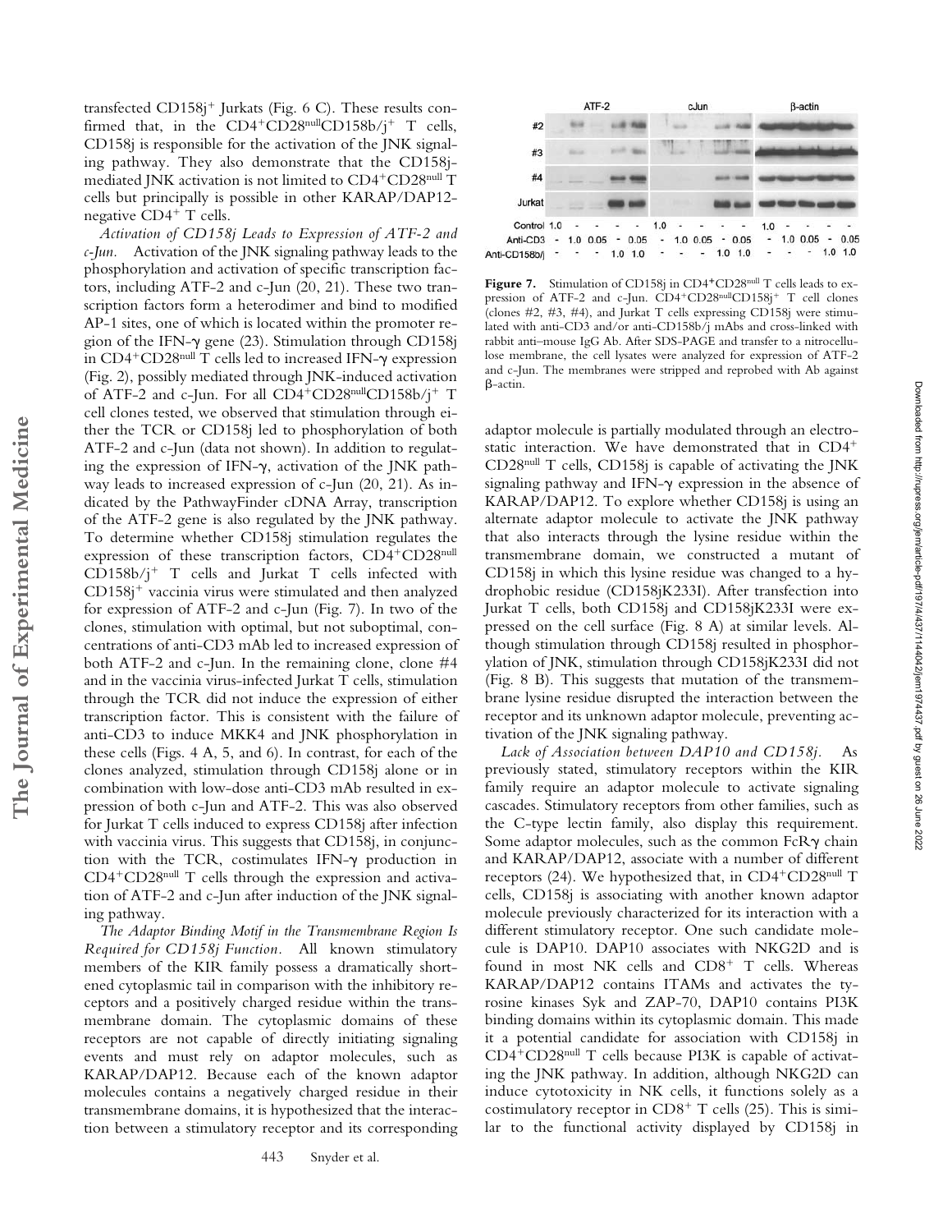transfected CD158j$^+$ Jurkats (Fig. 6 C). These results confirmed that, in the CD4$^+$CD28$^{null}$CD158b/j$^+$ T cells, CD158j is responsible for the activation of the JNK signaling pathway. They also demonstrate that the CD158j-mediated JNK activation is not limited to CD4$^+$CD28$^{null}$ T cells but principally is possible in other KARAP/DAP12-negative CD4$^+$ T cells.

*Activation of CD158j Leads to Expression of ATF-2 and c-Jun.* Activation of the JNK signaling pathway leads to the phosphorylation and activation of specific transcription factors, including ATF-2 and c-Jun (20, 21). These two transcription factors form a heterodimer and bind to modified AP-1 sites, one of which is located within the promoter region of the IFN-γ gene (23). Stimulation through CD158j in CD4$^+$CD28$^{null}$ T cells led to increased IFN-γ expression (Fig. 2), possibly mediated through JNK-induced activation of ATF-2 and c-Jun. For all CD4$^+$CD28$^{null}$CD158b/j$^+$ T cell clones tested, we observed that stimulation through either the TCR or CD158j led to phosphorylation of both ATF-2 and c-Jun (data not shown). In addition to regulating the expression of IFN-γ, activation of the JNK pathway leads to increased expression of c-Jun (20, 21). As indicated by the PathwayFinder cDNA Array, transcription of the ATF-2 gene is also regulated by the JNK pathway. To determine whether CD158j stimulation regulates the expression of these transcription factors, CD4$^+$CD28$^{null}$ CD158b/j$^+$ T cells and Jurkat T cells infected with CD158j$^+$ vaccinia virus were stimulated and then analyzed for expression of ATF-2 and c-Jun (Fig. 7). In two of the clones, stimulation with optimal, but not suboptimal, concentrations of anti-CD3 mAb led to increased expression of both ATF-2 and c-Jun. In the remaining clone, clone #4 and in the vaccinia virus-infected Jurkat T cells, stimulation through the TCR did not induce the expression of either transcription factor. This is consistent with the failure of anti-CD3 to induce MKK4 and JNK phosphorylation in these cells (Figs. 4 A, 5, and 6). In contrast, for each of the clones analyzed, stimulation through CD158j alone or in combination with low-dose anti-CD3 mAb resulted in expression of both c-Jun and ATF-2. This was also observed for Jurkat T cells induced to express CD158j after infection with vaccinia virus. This suggests that CD158j, in conjunction with the TCR, costimulates IFN-γ production in CD4$^+$CD28$^{null}$ T cells through the expression and activation of ATF-2 and c-Jun after induction of the JNK signaling pathway.

*The Adaptor Binding Motif in the Transmembrane Region Is Required for CD158j Function.* All known stimulatory members of the KIR family possess a dramatically shortened cytoplasmic tail in comparison with the inhibitory receptors and a positively charged residue within the transmembrane domain. The cytoplasmic domains of these receptors are not capable of directly initiating signaling events and must rely on adaptor molecules, such as KARAP/DAP12. Because each of the known adaptor molecules contains a negatively charged residue in their transmembrane domains, it is hypothesized that the interaction between a stimulatory receptor and its corresponding

ATF-2
cJun
β-actin
#2
#3
#4
Jurkat
Control 1.0 - - - - 1.0 - - - - 1.0 - - - -
Anti-CD3 - 1.0 0.05 - 0.05 - 1.0 0.05 - 0.05 - 1.0 0.05 - 0.05
Anti-CD158b/j - - - 1.0 1.0 - - - 1.0 1.0 - - - 1.0 1.0

**Figure 7.** Stimulation of CD158j in CD4$^+$CD28$^{null}$ T cells leads to expression of ATF-2 and c-Jun. CD4$^+$CD28$^{null}$CD158j$^+$ T cell clones (clones #2, #3, #4), and Jurkat T cells expressing CD158j were stimulated with anti-CD3 and/or anti-CD158b/j mAbs and cross-linked with rabbit anti–mouse IgG Ab. After SDS-PAGE and transfer to a nitrocellulose membrane, the cell lysates were analyzed for expression of ATF-2 and c-Jun. The membranes were stripped and reprobed with Ab against β-actin.

adaptor molecule is partially modulated through an electrostatic interaction. We have demonstrated that in CD4$^+$ CD28$^{null}$ T cells, CD158j is capable of activating the JNK signaling pathway and IFN-γ expression in the absence of KARAP/DAP12. To explore whether CD158j is using an alternate adaptor molecule to activate the JNK pathway that also interacts through the lysine residue within the transmembrane domain, we constructed a mutant of CD158j in which this lysine residue was changed to a hydrophobic residue (CD158jK233I). After transfection into Jurkat T cells, both CD158j and CD158jK233I were expressed on the cell surface (Fig. 8 A) at similar levels. Although stimulation through CD158j resulted in phosphorylation of JNK, stimulation through CD158jK233I did not (Fig. 8 B). This suggests that mutation of the transmembrane lysine residue disrupted the interaction between the receptor and its unknown adaptor molecule, preventing activation of the JNK signaling pathway.

*Lack of Association between DAP10 and CD158j.* As previously stated, stimulatory receptors within the KIR family require an adaptor molecule to activate signaling cascades. Stimulatory receptors from other families, such as the C-type lectin family, also display this requirement. Some adaptor molecules, such as the common FcRγ chain and KARAP/DAP12, associate with a number of different receptors (24). We hypothesized that, in CD4$^+$CD28$^{null}$ T cells, CD158j is associating with another known adaptor molecule previously characterized for its interaction with a different stimulatory receptor. One such candidate molecule is DAP10. DAP10 associates with NKG2D and is found in most NK cells and CD8$^+$ T cells. Whereas KARAP/DAP12 contains ITAMs and activates the tyrosine kinases Syk and ZAP-70, DAP10 contains PI3K binding domains within its cytoplasmic domain. This made it a potential candidate for association with CD158j in CD4$^+$CD28$^{null}$ T cells because PI3K is capable of activating the JNK pathway. In addition, although NKG2D can induce cytotoxicity in NK cells, it functions solely as a costimulatory receptor in CD8$^+$ T cells (25). This is similar to the functional activity displayed by CD158j in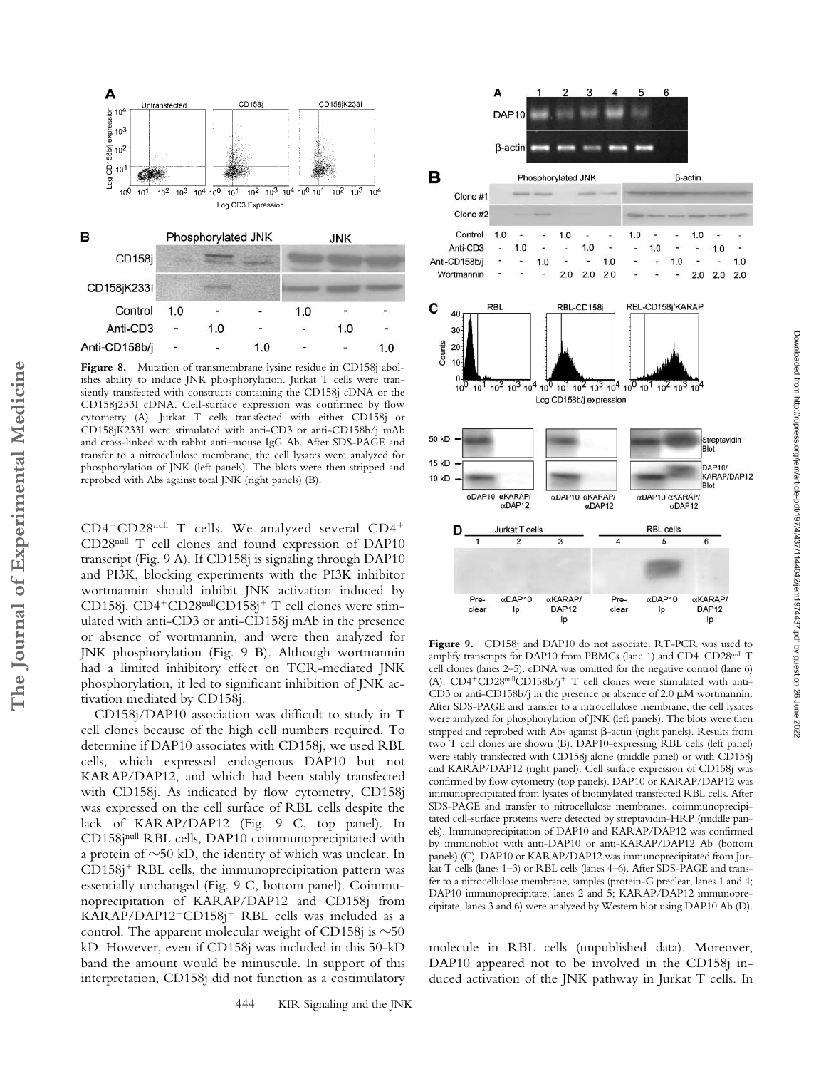A

Untransfected

CD158j

CD158jK233I

Log CD158b/j expression

Log CD3 Expression

B

Phosphorylated JNK

JNK

CD158j

CD158jK233I

Control 1.0 - - 1.0 - -

Anti-CD3 - 1.0 - - 1.0 -

Anti-CD158b/j - - 1.0 - - 1.0

**Figure 8.** Mutation of transmembrane lysine residue in CD158j abolishes ability to induce JNK phosphorylation. Jurkat T cells were transiently transfected with constructs containing the CD158j cDNA or the CD158j233I cDNA. Cell-surface expression was confirmed by flow cytometry (A). Jurkat T cells transfected with either CD158j or CD158jK233I were stimulated with anti-CD3 or anti-CD158b/j mAb and cross-linked with rabbit anti–mouse IgG Ab. After SDS-PAGE and transfer to a nitrocellulose membrane, the cell lysates were analyzed for phosphorylation of JNK (left panels). The blots were then stripped and reprobed with Abs against total JNK (right panels) (B).

A 1 2 3 4 5 6

DAP10

β-actin

B

Phosphorylated JNK

β-actin

Clone #1

Clone #2

Control 1.0 - - 1.0 - - 1.0 - - 1.0 - -

Anti-CD3 - 1.0 - - 1.0 - - 1.0 - - 1.0 -

Anti-CD158b/j - - 1.0 - - 1.0 - - 1.0 - - 1.0

Wortmannin - - - 2.0 2.0 2.0 - - - 2.0 2.0 2.0

C

RBL

RBL-CD158j

RBL-CD158j/KARAP

Counts

Log CD158b/j expression

50 kD

15 kD

10 kD

Streptavidin Blot

DAP10/ KARAP/DAP12 Blot

αDAP10 αKARAP/αDAP12

D

Jurkat T cells

RBL cells

1 2 3 4 5 6

Pre-clear αDAP10 Ip αKARAP/DAP12 Ip Pre-clear αDAP10 Ip αKARAP/DAP12 Ip

**Figure 9.** CD158j and DAP10 do not associate. RT-PCR was used to amplify transcripts for DAP10 from PBMCs (lane 1) and CD4$^+$CD28$^{null}$ T cell clones (lanes 2–5). cDNA was omitted for the negative control (lane 6) (A). CD4$^+$CD28$^{null}$CD158b/j$^+$ T cell clones were stimulated with anti-CD3 or anti-CD158b/j in the presence or absence of 2.0 μM wortmannin. After SDS-PAGE and transfer to a nitrocellulose membrane, the cell lysates were analyzed for phosphorylation of JNK (left panels). The blots were then stripped and reprobed with Abs against β-actin (right panels). Results from two T cell clones are shown (B). DAP10-expressing RBL cells (left panel) were stably transfected with CD158j alone (middle panel) or with CD158j and KARAP/DAP12 (right panel). Cell surface expression of CD158j was confirmed by flow cytometry (top panels). DAP10 or KARAP/DAP12 was immunoprecipitated from lysates of biotinylated transfected RBL cells. After SDS-PAGE and transfer to nitrocellulose membranes, coimmunoprecipitated cell-surface proteins were detected by streptavidin-HRP (middle panels). Immunoprecipitation of DAP10 and KARAP/DAP12 was confirmed by immunoblot with anti-DAP10 or anti-KARAP/DAP12 Ab (bottom panels) (C). DAP10 or KARAP/DAP12 was immunoprecipitated from Jurkat T cells (lanes 1–3) or RBL cells (lanes 4–6). After SDS-PAGE and transfer to a nitrocellulose membrane, samples (protein-G preclear, lanes 1 and 4; DAP10 immunoprecipitate, lanes 2 and 5; KARAP/DAP12 immunoprecipitate, lanes 3 and 6) were analyzed by Western blot using DAP10 Ab (D).

CD4$^+$CD28$^{null}$ T cells. We analyzed several CD4$^+$CD28$^{null}$ T cell clones and found expression of DAP10 transcript (Fig. 9 A). If CD158j is signaling through DAP10 and PI3K, blocking experiments with the PI3K inhibitor wortmannin should inhibit JNK activation induced by CD158j. CD4$^+$CD28$^{null}$CD158j$^+$ T cell clones were stimulated with anti-CD3 or anti-CD158j mAb in the presence or absence of wortmannin, and were then analyzed for JNK phosphorylation (Fig. 9 B). Although wortmannin had a limited inhibitory effect on TCR-mediated JNK phosphorylation, it led to significant inhibition of JNK activation mediated by CD158j.

CD158j/DAP10 association was difficult to study in T cell clones because of the high cell numbers required. To determine if DAP10 associates with CD158j, we used RBL cells, which expressed endogenous DAP10 but not KARAP/DAP12, and which had been stably transfected with CD158j. As indicated by flow cytometry, CD158j was expressed on the cell surface of RBL cells despite the lack of KARAP/DAP12 (Fig. 9 C, top panel). In CD158j$^{null}$ RBL cells, DAP10 coimmunoprecipitated with a protein of ~50 kD, the identity of which was unclear. In CD158j$^+$ RBL cells, the immunoprecipitation pattern was essentially unchanged (Fig. 9 C, bottom panel). Coimmunoprecipitation of KARAP/DAP12 and CD158j from KARAP/DAP12$^+$CD158j$^+$ RBL cells was included as a control. The apparent molecular weight of CD158j is ~50 kD. However, even if CD158j was included in this 50-kD band the amount would be minuscule. In support of this interpretation, CD158j did not function as a costimulatory molecule in RBL cells (unpublished data). Moreover, DAP10 appeared not to be involved in the CD158j induced activation of the JNK pathway in Jurkat T cells. In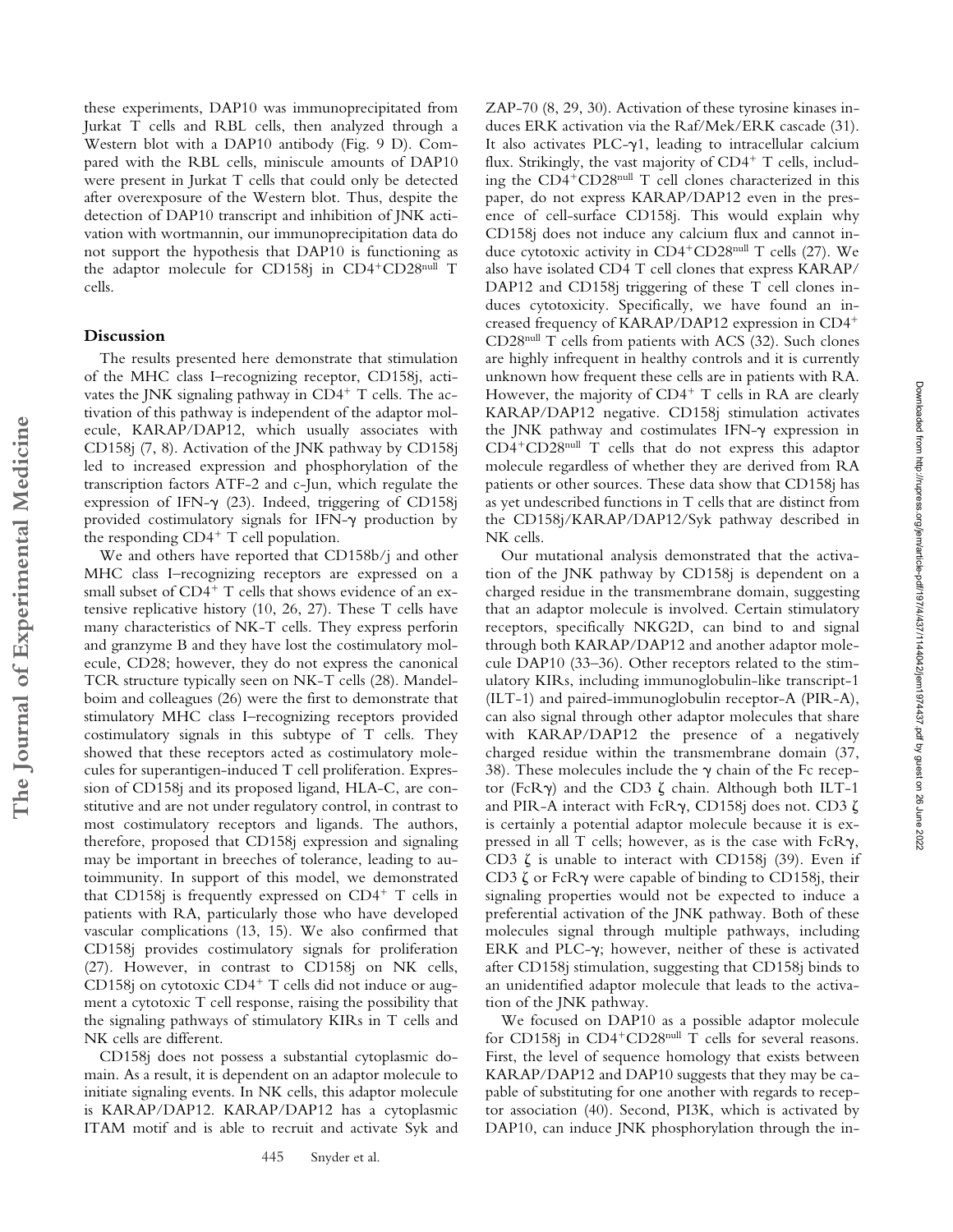these experiments, DAP10 was immunoprecipitated from Jurkat T cells and RBL cells, then analyzed through a Western blot with a DAP10 antibody (Fig. 9 D). Compared with the RBL cells, miniscule amounts of DAP10 were present in Jurkat T cells that could only be detected after overexposure of the Western blot. Thus, despite the detection of DAP10 transcript and inhibition of JNK activation with wortmannin, our immunoprecipitation data do not support the hypothesis that DAP10 is functioning as the adaptor molecule for CD158j in $CD4^+CD28^{null}$ T cells.

## Discussion

The results presented here demonstrate that stimulation of the MHC class I–recognizing receptor, CD158j, activates the JNK signaling pathway in $CD4^+$ T cells. The activation of this pathway is independent of the adaptor molecule, KARAP/DAP12, which usually associates with CD158j (7, 8). Activation of the JNK pathway by CD158j led to increased expression and phosphorylation of the transcription factors ATF-2 and c-Jun, which regulate the expression of IFN-γ (23). Indeed, triggering of CD158j provided costimulatory signals for IFN-γ production by the responding $CD4^+$ T cell population.

We and others have reported that CD158b/j and other MHC class I–recognizing receptors are expressed on a small subset of $CD4^+$ T cells that shows evidence of an extensive replicative history (10, 26, 27). These T cells have many characteristics of NK-T cells. They express perforin and granzyme B and they have lost the costimulatory molecule, CD28; however, they do not express the canonical TCR structure typically seen on NK-T cells (28). Mandelboim and colleagues (26) were the first to demonstrate that stimulatory MHC class I–recognizing receptors provided costimulatory signals in this subtype of T cells. They showed that these receptors acted as costimulatory molecules for superantigen-induced T cell proliferation. Expression of CD158j and its proposed ligand, HLA-C, are constitutive and are not under regulatory control, in contrast to most costimulatory receptors and ligands. The authors, therefore, proposed that CD158j expression and signaling may be important in breeches of tolerance, leading to autoimmunity. In support of this model, we demonstrated that CD158j is frequently expressed on $CD4^+$ T cells in patients with RA, particularly those who have developed vascular complications (13, 15). We also confirmed that CD158j provides costimulatory signals for proliferation (27). However, in contrast to CD158j on NK cells, CD158j on cytotoxic $CD4^+$ T cells did not induce or augment a cytotoxic T cell response, raising the possibility that the signaling pathways of stimulatory KIRs in T cells and NK cells are different.

CD158j does not possess a substantial cytoplasmic domain. As a result, it is dependent on an adaptor molecule to initiate signaling events. In NK cells, this adaptor molecule is KARAP/DAP12. KARAP/DAP12 has a cytoplasmic ITAM motif and is able to recruit and activate Syk and ZAP-70 (8, 29, 30). Activation of these tyrosine kinases induces ERK activation via the Raf/Mek/ERK cascade (31). It also activates PLC-γ1, leading to intracellular calcium flux. Strikingly, the vast majority of $CD4^+$ T cells, including the $CD4^+CD28^{null}$ T cell clones characterized in this paper, do not express KARAP/DAP12 even in the presence of cell-surface CD158j. This would explain why CD158j does not induce any calcium flux and cannot induce cytotoxic activity in $CD4^+CD28^{null}$ T cells (27). We also have isolated CD4 T cell clones that express KARAP/DAP12 and CD158j triggering of these T cell clones induces cytotoxicity. Specifically, we have found an increased frequency of KARAP/DAP12 expression in $CD4^+CD28^{null}$ T cells from patients with ACS (32). Such clones are highly infrequent in healthy controls and it is currently unknown how frequent these cells are in patients with RA. However, the majority of $CD4^+$ T cells in RA are clearly KARAP/DAP12 negative. CD158j stimulation activates the JNK pathway and costimulates IFN-γ expression in $CD4^+CD28^{null}$ T cells that do not express this adaptor molecule regardless of whether they are derived from RA patients or other sources. These data show that CD158j has as yet undescribed functions in T cells that are distinct from the CD158j/KARAP/DAP12/Syk pathway described in NK cells.

Our mutational analysis demonstrated that the activation of the JNK pathway by CD158j is dependent on a charged residue in the transmembrane domain, suggesting that an adaptor molecule is involved. Certain stimulatory receptors, specifically NKG2D, can bind to and signal through both KARAP/DAP12 and another adaptor molecule DAP10 (33–36). Other receptors related to the stimulatory KIRs, including immunoglobulin-like transcript-1 (ILT-1) and paired-immunoglobulin receptor-A (PIR-A), can also signal through other adaptor molecules that share with KARAP/DAP12 the presence of a negatively charged residue within the transmembrane domain (37, 38). These molecules include the γ chain of the Fc receptor (FcRγ) and the CD3 ζ chain. Although both ILT-1 and PIR-A interact with FcRγ, CD158j does not. CD3 ζ is certainly a potential adaptor molecule because it is expressed in all T cells; however, as is the case with FcRγ, CD3 ζ is unable to interact with CD158j (39). Even if CD3 ζ or FcRγ were capable of binding to CD158j, their signaling properties would not be expected to induce a preferential activation of the JNK pathway. Both of these molecules signal through multiple pathways, including ERK and PLC-γ; however, neither of these is activated after CD158j stimulation, suggesting that CD158j binds to an unidentified adaptor molecule that leads to the activation of the JNK pathway.

We focused on DAP10 as a possible adaptor molecule for CD158j in $CD4^+CD28^{null}$ T cells for several reasons. First, the level of sequence homology that exists between KARAP/DAP12 and DAP10 suggests that they may be capable of substituting for one another with regards to receptor association (40). Second, PI3K, which is activated by DAP10, can induce JNK phosphorylation through the in-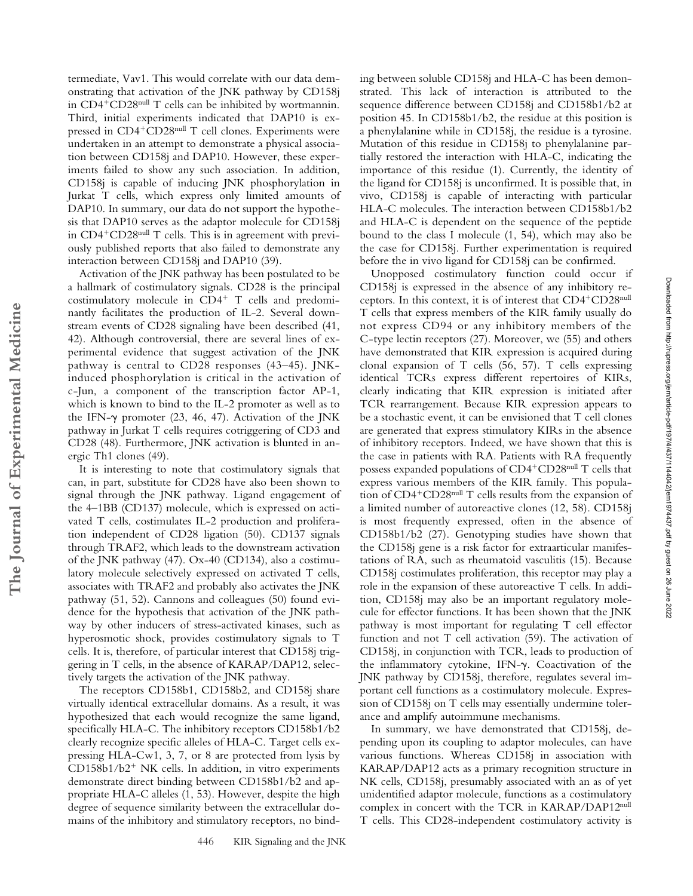termediate, Vav1. This would correlate with our data demonstrating that activation of the JNK pathway by CD158j in CD4+CD28null T cells can be inhibited by wortmannin. Third, initial experiments indicated that DAP10 is expressed in CD4+CD28null T cell clones. Experiments were undertaken in an attempt to demonstrate a physical association between CD158j and DAP10. However, these experiments failed to show any such association. In addition, CD158j is capable of inducing JNK phosphorylation in Jurkat T cells, which express only limited amounts of DAP10. In summary, our data do not support the hypothesis that DAP10 serves as the adaptor molecule for CD158j in CD4+CD28null T cells. This is in agreement with previously published reports that also failed to demonstrate any interaction between CD158j and DAP10 (39).

Activation of the JNK pathway has been postulated to be a hallmark of costimulatory signals. CD28 is the principal costimulatory molecule in CD4+ T cells and predominantly facilitates the production of IL-2. Several downstream events of CD28 signaling have been described (41, 42). Although controversial, there are several lines of experimental evidence that suggest activation of the JNK pathway is central to CD28 responses (43–45). JNK-induced phosphorylation is critical in the activation of c-Jun, a component of the transcription factor AP-1, which is known to bind to the IL-2 promoter as well as to the IFN-γ promoter (23, 46, 47). Activation of the JNK pathway in Jurkat T cells requires cotriggering of CD3 and CD28 (48). Furthermore, JNK activation is blunted in anergic Th1 clones (49).

It is interesting to note that costimulatory signals that can, in part, substitute for CD28 have also been shown to signal through the JNK pathway. Ligand engagement of the 4–1BB (CD137) molecule, which is expressed on activated T cells, costimulates IL-2 production and proliferation independent of CD28 ligation (50). CD137 signals through TRAF2, which leads to the downstream activation of the JNK pathway (47). Ox-40 (CD134), also a costimulatory molecule selectively expressed on activated T cells, associates with TRAF2 and probably also activates the JNK pathway (51, 52). Cannons and colleagues (50) found evidence for the hypothesis that activation of the JNK pathway by other inducers of stress-activated kinases, such as hyperosmotic shock, provides costimulatory signals to T cells. It is, therefore, of particular interest that CD158j triggering in T cells, in the absence of KARAP/DAP12, selectively targets the activation of the JNK pathway.

The receptors CD158b1, CD158b2, and CD158j share virtually identical extracellular domains. As a result, it was hypothesized that each would recognize the same ligand, specifically HLA-C. The inhibitory receptors CD158b1/b2 clearly recognize specific alleles of HLA-C. Target cells expressing HLA-Cw1, 3, 7, or 8 are protected from lysis by CD158b1/b2+ NK cells. In addition, in vitro experiments demonstrate direct binding between CD158b1/b2 and appropriate HLA-C alleles (1, 53). However, despite the high degree of sequence similarity between the extracellular domains of the inhibitory and stimulatory receptors, no binding between soluble CD158j and HLA-C has been demonstrated. This lack of interaction is attributed to the sequence difference between CD158j and CD158b1/b2 at position 45. In CD158b1/b2, the residue at this position is a phenylalanine while in CD158j, the residue is a tyrosine. Mutation of this residue in CD158j to phenylalanine partially restored the interaction with HLA-C, indicating the importance of this residue (1). Currently, the identity of the ligand for CD158j is unconfirmed. It is possible that, in vivo, CD158j is capable of interacting with particular HLA-C molecules. The interaction between CD158b1/b2 and HLA-C is dependent on the sequence of the peptide bound to the class I molecule (1, 54), which may also be the case for CD158j. Further experimentation is required before the in vivo ligand for CD158j can be confirmed.

Unopposed costimulatory function could occur if CD158j is expressed in the absence of any inhibitory receptors. In this context, it is of interest that CD4+CD28null T cells that express members of the KIR family usually do not express CD94 or any inhibitory members of the C-type lectin receptors (27). Moreover, we (55) and others have demonstrated that KIR expression is acquired during clonal expansion of T cells (56, 57). T cells expressing identical TCRs express different repertoires of KIRs, clearly indicating that KIR expression is initiated after TCR rearrangement. Because KIR expression appears to be a stochastic event, it can be envisioned that T cell clones are generated that express stimulatory KIRs in the absence of inhibitory receptors. Indeed, we have shown that this is the case in patients with RA. Patients with RA frequently possess expanded populations of CD4+CD28null T cells that express various members of the KIR family. This population of CD4+CD28null T cells results from the expansion of a limited number of autoreactive clones (12, 58). CD158j is most frequently expressed, often in the absence of CD158b1/b2 (27). Genotyping studies have shown that the CD158j gene is a risk factor for extraarticular manifestations of RA, such as rheumatoid vasculitis (15). Because CD158j costimulates proliferation, this receptor may play a role in the expansion of these autoreactive T cells. In addition, CD158j may also be an important regulatory molecule for effector functions. It has been shown that the JNK pathway is most important for regulating T cell effector function and not T cell activation (59). The activation of CD158j, in conjunction with TCR, leads to production of the inflammatory cytokine, IFN-γ. Coactivation of the JNK pathway by CD158j, therefore, regulates several important cell functions as a costimulatory molecule. Expression of CD158j on T cells may essentially undermine tolerance and amplify autoimmune mechanisms.

In summary, we have demonstrated that CD158j, depending upon its coupling to adaptor molecules, can have various functions. Whereas CD158j in association with KARAP/DAP12 acts as a primary recognition structure in NK cells, CD158j, presumably associated with an as of yet unidentified adaptor molecule, functions as a costimulatory complex in concert with the TCR in KARAP/DAP12null T cells. This CD28-independent costimulatory activity is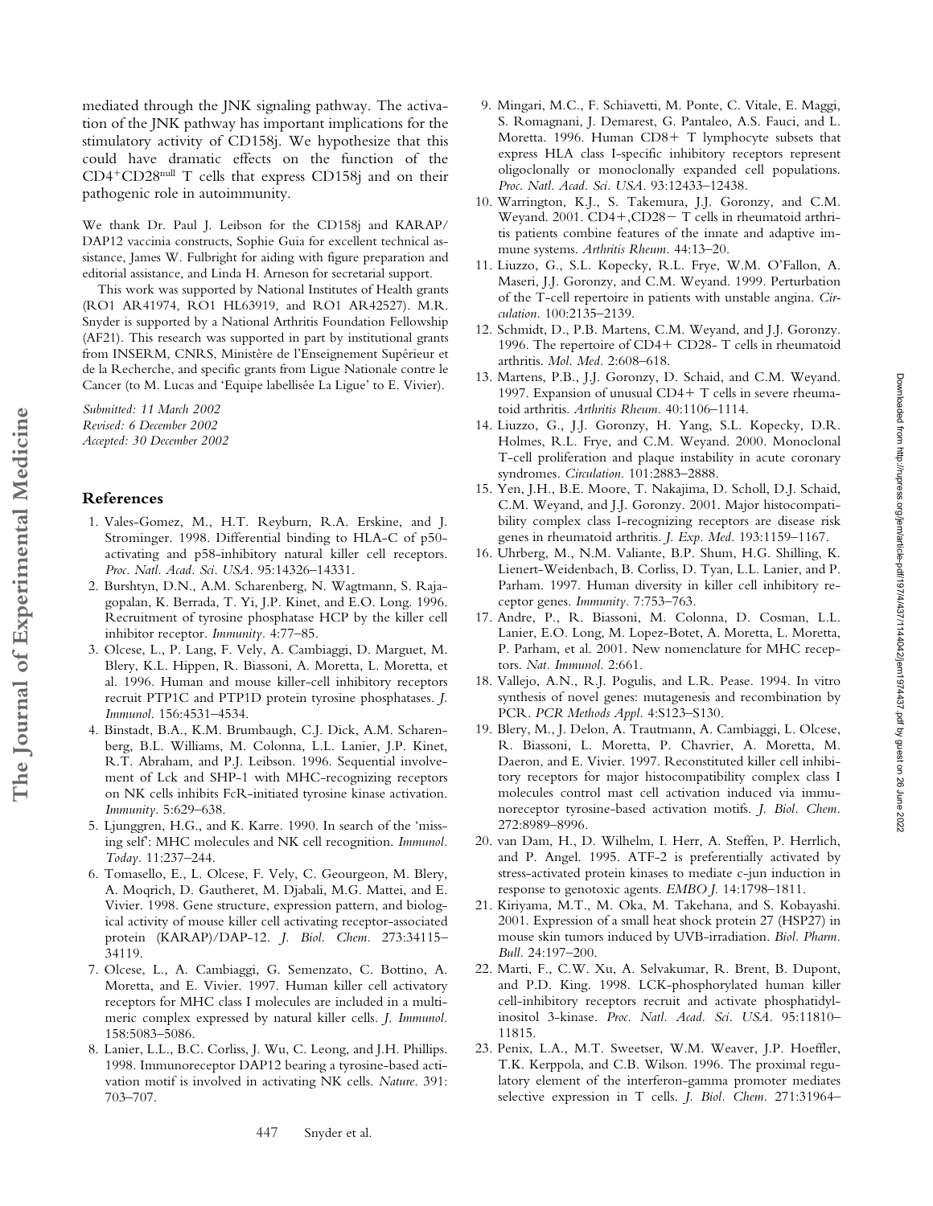mediated through the JNK signaling pathway. The activation of the JNK pathway has important implications for the stimulatory activity of CD158j. We hypothesize that this could have dramatic effects on the function of the $CD4^+CD28^{null}$ T cells that express CD158j and on their pathogenic role in autoimmunity.

We thank Dr. Paul J. Leibson for the CD158j and KARAP/DAP12 vaccinia constructs, Sophie Guia for excellent technical assistance, James W. Fulbright for aiding with figure preparation and editorial assistance, and Linda H. Arneson for secretarial support.

This work was supported by National Institutes of Health grants (RO1 AR41974, RO1 HL63919, and RO1 AR42527). M.R. Snyder is supported by a National Arthritis Foundation Fellowship (AF21). This research was supported in part by institutional grants from INSERM, CNRS, Ministère de l'Enseignement Supérieur et de la Recherche, and specific grants from Ligue Nationale contre le Cancer (to M. Lucas and 'Equipe labellisée La Ligue' to E. Vivier).

*Submitted: 11 March 2002*
*Revised: 6 December 2002*
*Accepted: 30 December 2002*

## References

1. Vales-Gomez, M., H.T. Reyburn, R.A. Erskine, and J. Strominger. 1998. Differential binding to HLA-C of p50-activating and p58-inhibitory natural killer cell receptors. *Proc. Natl. Acad. Sci. USA.* 95:14326–14331.
2. Burshtyn, D.N., A.M. Scharenberg, N. Wagtmann, S. Rajagopalan, K. Berrada, T. Yi, J.P. Kinet, and E.O. Long. 1996. Recruitment of tyrosine phosphatase HCP by the killer cell inhibitor receptor. *Immunity.* 4:77–85.
3. Olcese, L., P. Lang, F. Vely, A. Cambiaggi, D. Marguet, M. Blery, K.L. Hippen, R. Biassoni, A. Moretta, L. Moretta, et al. 1996. Human and mouse killer-cell inhibitory receptors recruit PTP1C and PTP1D protein tyrosine phosphatases. *J. Immunol.* 156:4531–4534.
4. Binstadt, B.A., K.M. Brumbaugh, C.J. Dick, A.M. Scharenberg, B.L. Williams, M. Colonna, L.L. Lanier, J.P. Kinet, R.T. Abraham, and P.J. Leibson. 1996. Sequential involvement of Lck and SHP-1 with MHC-recognizing receptors on NK cells inhibits FcR-initiated tyrosine kinase activation. *Immunity.* 5:629–638.
5. Ljunggren, H.G., and K. Karre. 1990. In search of the 'missing self': MHC molecules and NK cell recognition. *Immunol. Today.* 11:237–244.
6. Tomasello, E., L. Olcese, F. Vely, C. Geourgeon, M. Blery, A. Moqrich, D. Gautheret, M. Djabali, M.G. Mattei, and E. Vivier. 1998. Gene structure, expression pattern, and biological activity of mouse killer cell activating receptor-associated protein (KARAP)/DAP-12. *J. Biol. Chem.* 273:34115–34119.
7. Olcese, L., A. Cambiaggi, G. Semenzato, C. Bottino, A. Moretta, and E. Vivier. 1997. Human killer cell activatory receptors for MHC class I molecules are included in a multimeric complex expressed by natural killer cells. *J. Immunol.* 158:5083–5086.
8. Lanier, L.L., B.C. Corliss, J. Wu, C. Leong, and J.H. Phillips. 1998. Immunoreceptor DAP12 bearing a tyrosine-based activation motif is involved in activating NK cells. *Nature.* 391:703–707.
9. Mingari, M.C., F. Schiavetti, M. Ponte, C. Vitale, E. Maggi, S. Romagnani, J. Demarest, G. Pantaleo, A.S. Fauci, and L. Moretta. 1996. Human CD8+ T lymphocyte subsets that express HLA class I-specific inhibitory receptors represent oligoclonally or monoclonally expanded cell populations. *Proc. Natl. Acad. Sci. USA.* 93:12433–12438.
10. Warrington, K.J., S. Takemura, J.J. Goronzy, and C.M. Weyand. 2001. CD4+,CD28− T cells in rheumatoid arthritis patients combine features of the innate and adaptive immune systems. *Arthritis Rheum.* 44:13–20.
11. Liuzzo, G., S.L. Kopecky, R.L. Frye, W.M. O'Fallon, A. Maseri, J.J. Goronzy, and C.M. Weyand. 1999. Perturbation of the T-cell repertoire in patients with unstable angina. *Circulation.* 100:2135–2139.
12. Schmidt, D., P.B. Martens, C.M. Weyand, and J.J. Goronzy. 1996. The repertoire of CD4+ CD28- T cells in rheumatoid arthritis. *Mol. Med.* 2:608–618.
13. Martens, P.B., J.J. Goronzy, D. Schaid, and C.M. Weyand. 1997. Expansion of unusual CD4+ T cells in severe rheumatoid arthritis. *Arthritis Rheum.* 40:1106–1114.
14. Liuzzo, G., J.J. Goronzy, H. Yang, S.L. Kopecky, D.R. Holmes, R.L. Frye, and C.M. Weyand. 2000. Monoclonal T-cell proliferation and plaque instability in acute coronary syndromes. *Circulation.* 101:2883–2888.
15. Yen, J.H., B.E. Moore, T. Nakajima, D. Scholl, D.J. Schaid, C.M. Weyand, and J.J. Goronzy. 2001. Major histocompatibility complex class I-recognizing receptors are disease risk genes in rheumatoid arthritis. *J. Exp. Med.* 193:1159–1167.
16. Uhrberg, M., N.M. Valiante, B.P. Shum, H.G. Shilling, K. Lienert-Weidenbach, B. Corliss, D. Tyan, L.L. Lanier, and P. Parham. 1997. Human diversity in killer cell inhibitory receptor genes. *Immunity.* 7:753–763.
17. Andre, P., R. Biassoni, M. Colonna, D. Cosman, L.L. Lanier, E.O. Long, M. Lopez-Botet, A. Moretta, L. Moretta, P. Parham, et al. 2001. New nomenclature for MHC receptors. *Nat. Immunol.* 2:661.
18. Vallejo, A.N., R.J. Pogulis, and L.R. Pease. 1994. In vitro synthesis of novel genes: mutagenesis and recombination by PCR. *PCR Methods Appl.* 4:S123–S130.
19. Blery, M., J. Delon, A. Trautmann, A. Cambiaggi, L. Olcese, R. Biassoni, L. Moretta, P. Chavrier, A. Moretta, M. Daeron, and E. Vivier. 1997. Reconstituted killer cell inhibitory receptors for major histocompatibility complex class I molecules control mast cell activation induced via immunoreceptor tyrosine-based activation motifs. *J. Biol. Chem.* 272:8989–8996.
20. van Dam, H., D. Wilhelm, I. Herr, A. Steffen, P. Herrlich, and P. Angel. 1995. ATF-2 is preferentially activated by stress-activated protein kinases to mediate c-jun induction in response to genotoxic agents. *EMBO J.* 14:1798–1811.
21. Kiriyama, M.T., M. Oka, M. Takehana, and S. Kobayashi. 2001. Expression of a small heat shock protein 27 (HSP27) in mouse skin tumors induced by UVB-irradiation. *Biol. Pharm. Bull.* 24:197–200.
22. Marti, F., C.W. Xu, A. Selvakumar, R. Brent, B. Dupont, and P.D. King. 1998. LCK-phosphorylated human killer cell-inhibitory receptors recruit and activate phosphatidylinositol 3-kinase. *Proc. Natl. Acad. Sci. USA.* 95:11810–11815.
23. Penix, L.A., M.T. Sweetser, W.M. Weaver, J.P. Hoeffler, T.K. Kerppola, and C.B. Wilson. 1996. The proximal regulatory element of the interferon-gamma promoter mediates selective expression in T cells. *J. Biol. Chem.* 271:31964–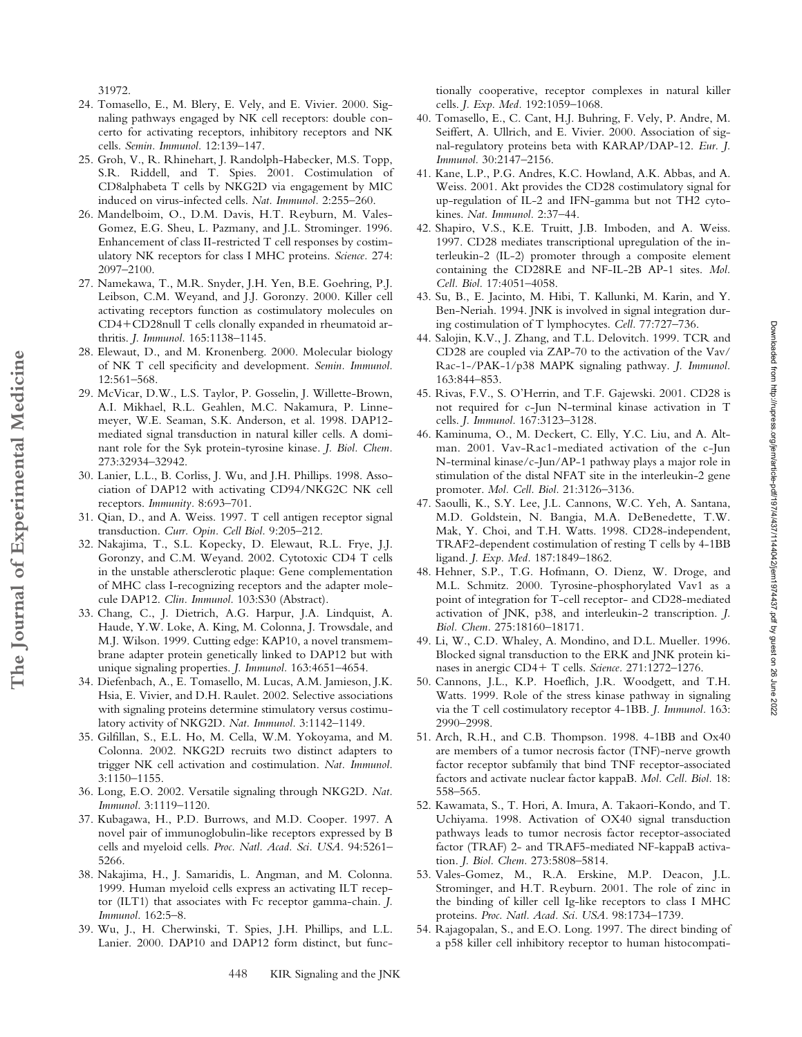31972.

24. Tomasello, E., M. Blery, E. Vely, and E. Vivier. 2000. Signaling pathways engaged by NK cell receptors: double concerto for activating receptors, inhibitory receptors and NK cells. *Semin. Immunol.* 12:139–147.
25. Groh, V., R. Rhinehart, J. Randolph-Habecker, M.S. Topp, S.R. Riddell, and T. Spies. 2001. Costimulation of CD8alphabeta T cells by NKG2D via engagement by MIC induced on virus-infected cells. *Nat. Immunol.* 2:255–260.
26. Mandelboim, O., D.M. Davis, H.T. Reyburn, M. Vales-Gomez, E.G. Sheu, L. Pazmany, and J.L. Strominger. 1996. Enhancement of class II-restricted T cell responses by costimulatory NK receptors for class I MHC proteins. *Science.* 274: 2097–2100.
27. Namekawa, T., M.R. Snyder, J.H. Yen, B.E. Goehring, P.J. Leibson, C.M. Weyand, and J.J. Goronzy. 2000. Killer cell activating receptors function as costimulatory molecules on CD4+CD28null T cells clonally expanded in rheumatoid arthritis. *J. Immunol.* 165:1138–1145.
28. Elewaut, D., and M. Kronenberg. 2000. Molecular biology of NK T cell specificity and development. *Semin. Immunol.* 12:561–568.
29. McVicar, D.W., L.S. Taylor, P. Gosselin, J. Willette-Brown, A.I. Mikhael, R.L. Geahlen, M.C. Nakamura, P. Linnemeyer, W.E. Seaman, S.K. Anderson, et al. 1998. DAP12-mediated signal transduction in natural killer cells. A dominant role for the Syk protein-tyrosine kinase. *J. Biol. Chem.* 273:32934–32942.
30. Lanier, L.L., B. Corliss, J. Wu, and J.H. Phillips. 1998. Association of DAP12 with activating CD94/NKG2C NK cell receptors. *Immunity.* 8:693–701.
31. Qian, D., and A. Weiss. 1997. T cell antigen receptor signal transduction. *Curr. Opin. Cell Biol.* 9:205–212.
32. Nakajima, T., S.L. Kopecky, D. Elewaut, R.L. Frye, J.J. Goronzy, and C.M. Weyand. 2002. Cytotoxic CD4 T cells in the unstable athersclerotic plaque: Gene complementation of MHC class I-recognizing receptors and the adapter molecule DAP12. *Clin. Immunol.* 103:S30 (Abstract).
33. Chang, C., J. Dietrich, A.G. Harpur, J.A. Lindquist, A. Haude, Y.W. Loke, A. King, M. Colonna, J. Trowsdale, and M.J. Wilson. 1999. Cutting edge: KAP10, a novel transmembrane adapter protein genetically linked to DAP12 but with unique signaling properties. *J. Immunol.* 163:4651–4654.
34. Diefenbach, A., E. Tomasello, M. Lucas, A.M. Jamieson, J.K. Hsia, E. Vivier, and D.H. Raulet. 2002. Selective associations with signaling proteins determine stimulatory versus costimulatory activity of NKG2D. *Nat. Immunol.* 3:1142–1149.
35. Gilfillan, S., E.L. Ho, M. Cella, W.M. Yokoyama, and M. Colonna. 2002. NKG2D recruits two distinct adapters to trigger NK cell activation and costimulation. *Nat. Immunol.* 3:1150–1155.
36. Long, E.O. 2002. Versatile signaling through NKG2D. *Nat. Immunol.* 3:1119–1120.
37. Kubagawa, H., P.D. Burrows, and M.D. Cooper. 1997. A novel pair of immunoglobulin-like receptors expressed by B cells and myeloid cells. *Proc. Natl. Acad. Sci. USA.* 94:5261–5266.
38. Nakajima, H., J. Samaridis, L. Angman, and M. Colonna. 1999. Human myeloid cells express an activating ILT receptor (ILT1) that associates with Fc receptor gamma-chain. *J. Immunol.* 162:5–8.
39. Wu, J., H. Cherwinski, T. Spies, J.H. Phillips, and L.L. Lanier. 2000. DAP10 and DAP12 form distinct, but functionally cooperative, receptor complexes in natural killer cells. *J. Exp. Med.* 192:1059–1068.
40. Tomasello, E., C. Cant, H.J. Buhring, F. Vely, P. Andre, M. Seiffert, A. Ullrich, and E. Vivier. 2000. Association of signal-regulatory proteins beta with KARAP/DAP-12. *Eur. J. Immunol.* 30:2147–2156.
41. Kane, L.P., P.G. Andres, K.C. Howland, A.K. Abbas, and A. Weiss. 2001. Akt provides the CD28 costimulatory signal for up-regulation of IL-2 and IFN-gamma but not TH2 cytokines. *Nat. Immunol.* 2:37–44.
42. Shapiro, V.S., K.E. Truitt, J.B. Imboden, and A. Weiss. 1997. CD28 mediates transcriptional upregulation of the interleukin-2 (IL-2) promoter through a composite element containing the CD28RE and NF-IL-2B AP-1 sites. *Mol. Cell. Biol.* 17:4051–4058.
43. Su, B., E. Jacinto, M. Hibi, T. Kallunki, M. Karin, and Y. Ben-Neriah. 1994. JNK is involved in signal integration during costimulation of T lymphocytes. *Cell.* 77:727–736.
44. Salojin, K.V., J. Zhang, and T.L. Delovitch. 1999. TCR and CD28 are coupled via ZAP-70 to the activation of the Vav/Rac-1-/PAK-1/p38 MAPK signaling pathway. *J. Immunol.* 163:844–853.
45. Rivas, F.V., S. O'Herrin, and T.F. Gajewski. 2001. CD28 is not required for c-Jun N-terminal kinase activation in T cells. *J. Immunol.* 167:3123–3128.
46. Kaminuma, O., M. Deckert, C. Elly, Y.C. Liu, and A. Altman. 2001. Vav-Rac1-mediated activation of the c-Jun N-terminal kinase/c-Jun/AP-1 pathway plays a major role in stimulation of the distal NFAT site in the interleukin-2 gene promoter. *Mol. Cell. Biol.* 21:3126–3136.
47. Saoulli, K., S.Y. Lee, J.L. Cannons, W.C. Yeh, A. Santana, M.D. Goldstein, N. Bangia, M.A. DeBenedette, T.W. Mak, Y. Choi, and T.H. Watts. 1998. CD28-independent, TRAF2-dependent costimulation of resting T cells by 4-1BB ligand. *J. Exp. Med.* 187:1849–1862.
48. Hehner, S.P., T.G. Hofmann, O. Dienz, W. Droge, and M.L. Schmitz. 2000. Tyrosine-phosphorylated Vav1 as a point of integration for T-cell receptor- and CD28-mediated activation of JNK, p38, and interleukin-2 transcription. *J. Biol. Chem.* 275:18160–18171.
49. Li, W., C.D. Whaley, A. Mondino, and D.L. Mueller. 1996. Blocked signal transduction to the ERK and JNK protein kinases in anergic CD4+ T cells. *Science.* 271:1272–1276.
50. Cannons, J.L., K.P. Hoeflich, J.R. Woodgett, and T.H. Watts. 1999. Role of the stress kinase pathway in signaling via the T cell costimulatory receptor 4-1BB. *J. Immunol.* 163: 2990–2998.
51. Arch, R.H., and C.B. Thompson. 1998. 4-1BB and Ox40 are members of a tumor necrosis factor (TNF)-nerve growth factor receptor subfamily that bind TNF receptor-associated factors and activate nuclear factor kappaB. *Mol. Cell. Biol.* 18: 558–565.
52. Kawamata, S., T. Hori, A. Imura, A. Takaori-Kondo, and T. Uchiyama. 1998. Activation of OX40 signal transduction pathways leads to tumor necrosis factor receptor-associated factor (TRAF) 2- and TRAF5-mediated NF-kappaB activation. *J. Biol. Chem.* 273:5808–5814.
53. Vales-Gomez, M., R.A. Erskine, M.P. Deacon, J.L. Strominger, and H.T. Reyburn. 2001. The role of zinc in the binding of killer cell Ig-like receptors to class I MHC proteins. *Proc. Natl. Acad. Sci. USA.* 98:1734–1739.
54. Rajagopalan, S., and E.O. Long. 1997. The direct binding of a p58 killer cell inhibitory receptor to human histocompati-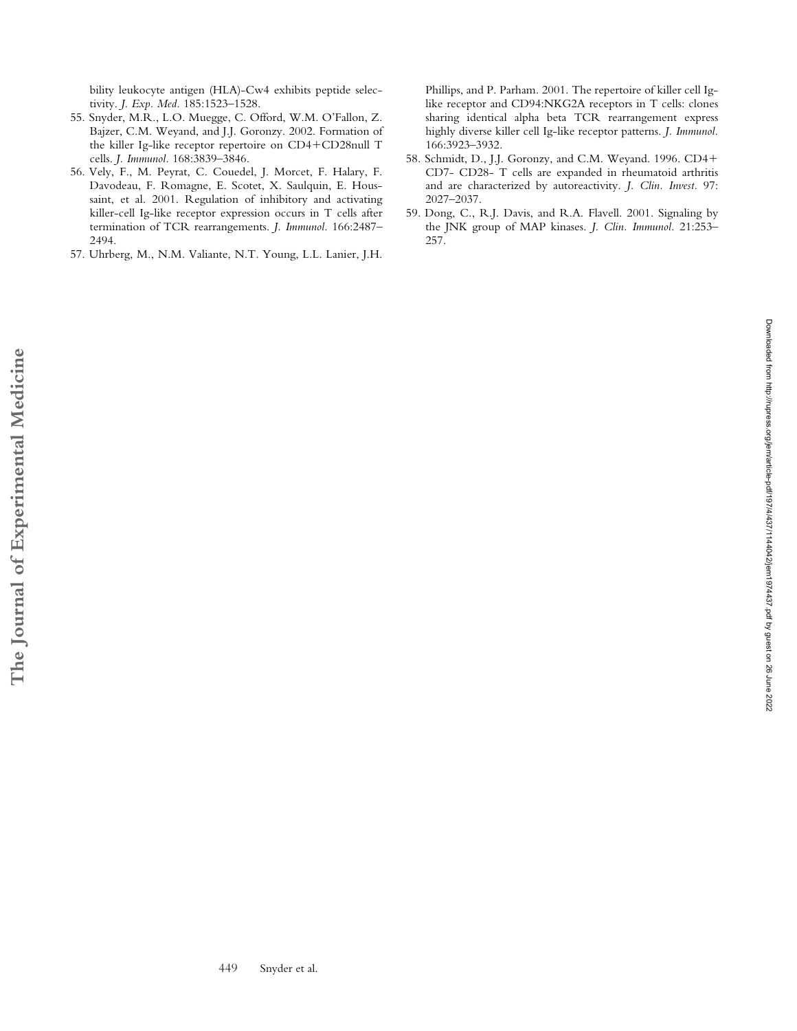bility leukocyte antigen (HLA)-Cw4 exhibits peptide selectivity. *J. Exp. Med.* 185:1523–1528.

55. Snyder, M.R., L.O. Muegge, C. Offord, W.M. O'Fallon, Z. Bajzer, C.M. Weyand, and J.J. Goronzy. 2002. Formation of the killer Ig-like receptor repertoire on CD4+CD28null T cells. *J. Immunol.* 168:3839–3846.
56. Vely, F., M. Peyrat, C. Couedel, J. Morcet, F. Halary, F. Davodeau, F. Romagne, E. Scotet, X. Saulquin, E. Houssaint, et al. 2001. Regulation of inhibitory and activating killer-cell Ig-like receptor expression occurs in T cells after termination of TCR rearrangements. *J. Immunol.* 166:2487–2494.
57. Uhrberg, M., N.M. Valiante, N.T. Young, L.L. Lanier, J.H. Phillips, and P. Parham. 2001. The repertoire of killer cell Ig-like receptor and CD94:NKG2A receptors in T cells: clones sharing identical alpha beta TCR rearrangement express highly diverse killer cell Ig-like receptor patterns. *J. Immunol.* 166:3923–3932.
58. Schmidt, D., J.J. Goronzy, and C.M. Weyand. 1996. CD4+ CD7- CD28- T cells are expanded in rheumatoid arthritis and are characterized by autoreactivity. *J. Clin. Invest.* 97: 2027–2037.
59. Dong, C., R.J. Davis, and R.A. Flavell. 2001. Signaling by the JNK group of MAP kinases. *J. Clin. Immunol.* 21:253–257.